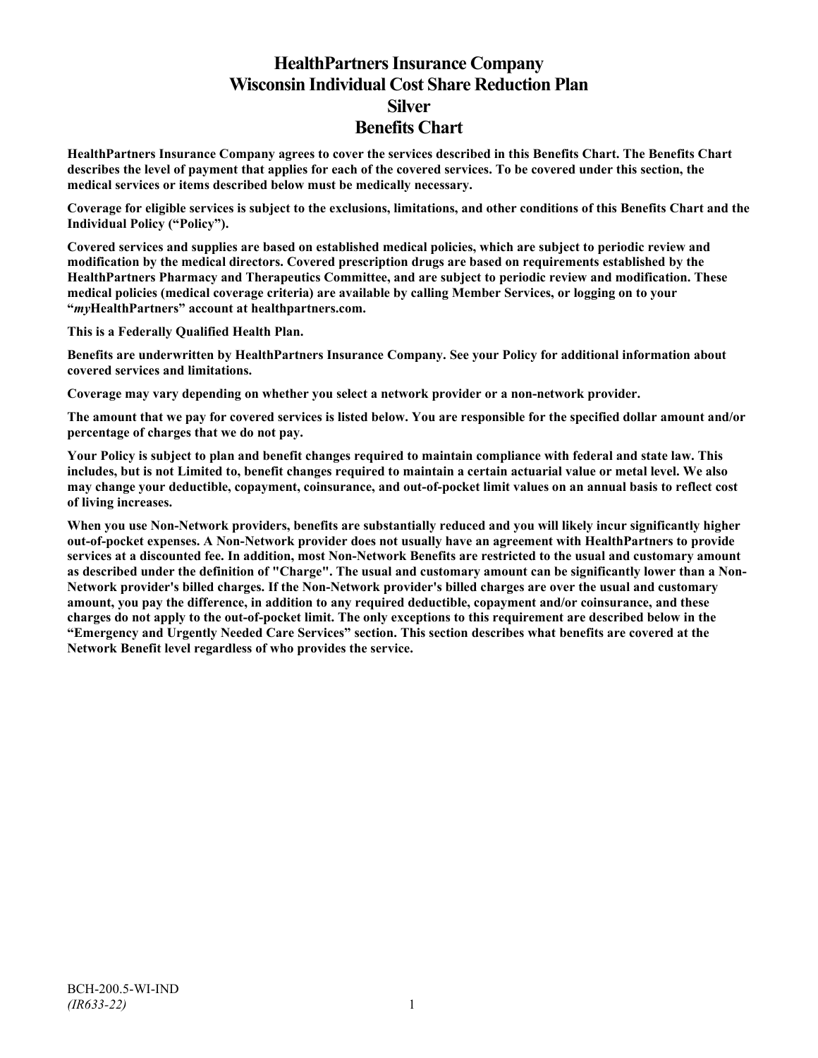# HealthPartners Insurance Company
# Wisconsin Individual Cost Share Reduction Plan
# Silver
# Benefits Chart

**HealthPartners Insurance Company agrees to cover the services described in this Benefits Chart. The Benefits Chart describes the level of payment that applies for each of the covered services. To be covered under this section, the medical services or items described below must be medically necessary.**

**Coverage for eligible services is subject to the exclusions, limitations, and other conditions of this Benefits Chart and the Individual Policy ("Policy").**

**Covered services and supplies are based on established medical policies, which are subject to periodic review and modification by the medical directors. Covered prescription drugs are based on requirements established by the HealthPartners Pharmacy and Therapeutics Committee, and are subject to periodic review and modification. These medical policies (medical coverage criteria) are available by calling Member Services, or logging on to your "*my*HealthPartners" account at healthpartners.com.**

**This is a Federally Qualified Health Plan.**

**Benefits are underwritten by HealthPartners Insurance Company. See your Policy for additional information about covered services and limitations.**

**Coverage may vary depending on whether you select a network provider or a non-network provider.**

**The amount that we pay for covered services is listed below. You are responsible for the specified dollar amount and/or percentage of charges that we do not pay.**

**Your Policy is subject to plan and benefit changes required to maintain compliance with federal and state law. This includes, but is not Limited to, benefit changes required to maintain a certain actuarial value or metal level. We also may change your deductible, copayment, coinsurance, and out-of-pocket limit values on an annual basis to reflect cost of living increases.**

**When you use Non-Network providers, benefits are substantially reduced and you will likely incur significantly higher out-of-pocket expenses. A Non-Network provider does not usually have an agreement with HealthPartners to provide services at a discounted fee. In addition, most Non-Network Benefits are restricted to the usual and customary amount as described under the definition of "Charge". The usual and customary amount can be significantly lower than a Non-Network provider's billed charges. If the Non-Network provider's billed charges are over the usual and customary amount, you pay the difference, in addition to any required deductible, copayment and/or coinsurance, and these charges do not apply to the out-of-pocket limit. The only exceptions to this requirement are described below in the "Emergency and Urgently Needed Care Services" section. This section describes what benefits are covered at the Network Benefit level regardless of who provides the service.**

BCH-200.5-WI-IND
*(IR633-22)*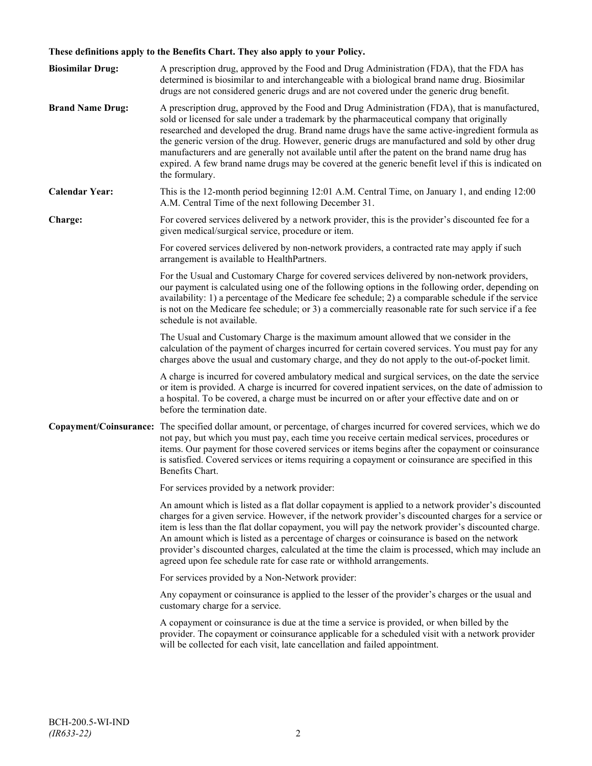**These definitions apply to the Benefits Chart. They also apply to your Policy.**

**Biosimilar Drug:** A prescription drug, approved by the Food and Drug Administration (FDA), that the FDA has determined is biosimilar to and interchangeable with a biological brand name drug. Biosimilar drugs are not considered generic drugs and are not covered under the generic drug benefit.

**Brand Name Drug:** A prescription drug, approved by the Food and Drug Administration (FDA), that is manufactured, sold or licensed for sale under a trademark by the pharmaceutical company that originally researched and developed the drug. Brand name drugs have the same active-ingredient formula as the generic version of the drug. However, generic drugs are manufactured and sold by other drug manufacturers and are generally not available until after the patent on the brand name drug has expired. A few brand name drugs may be covered at the generic benefit level if this is indicated on the formulary.

**Calendar Year:** This is the 12-month period beginning 12:01 A.M. Central Time, on January 1, and ending 12:00 A.M. Central Time of the next following December 31.

**Charge:** For covered services delivered by a network provider, this is the provider's discounted fee for a given medical/surgical service, procedure or item.

For covered services delivered by non-network providers, a contracted rate may apply if such arrangement is available to HealthPartners.

For the Usual and Customary Charge for covered services delivered by non-network providers, our payment is calculated using one of the following options in the following order, depending on availability: 1) a percentage of the Medicare fee schedule; 2) a comparable schedule if the service is not on the Medicare fee schedule; or 3) a commercially reasonable rate for such service if a fee schedule is not available.

The Usual and Customary Charge is the maximum amount allowed that we consider in the calculation of the payment of charges incurred for certain covered services. You must pay for any charges above the usual and customary charge, and they do not apply to the out-of-pocket limit.

A charge is incurred for covered ambulatory medical and surgical services, on the date the service or item is provided. A charge is incurred for covered inpatient services, on the date of admission to a hospital. To be covered, a charge must be incurred on or after your effective date and on or before the termination date.

**Copayment/Coinsurance:** The specified dollar amount, or percentage, of charges incurred for covered services, which we do not pay, but which you must pay, each time you receive certain medical services, procedures or items. Our payment for those covered services or items begins after the copayment or coinsurance is satisfied. Covered services or items requiring a copayment or coinsurance are specified in this Benefits Chart.

For services provided by a network provider:

An amount which is listed as a flat dollar copayment is applied to a network provider's discounted charges for a given service. However, if the network provider's discounted charges for a service or item is less than the flat dollar copayment, you will pay the network provider's discounted charge. An amount which is listed as a percentage of charges or coinsurance is based on the network provider's discounted charges, calculated at the time the claim is processed, which may include an agreed upon fee schedule rate for case rate or withhold arrangements.

For services provided by a Non-Network provider:

Any copayment or coinsurance is applied to the lesser of the provider's charges or the usual and customary charge for a service.

A copayment or coinsurance is due at the time a service is provided, or when billed by the provider. The copayment or coinsurance applicable for a scheduled visit with a network provider will be collected for each visit, late cancellation and failed appointment.

BCH-200.5-WI-IND
*(IR633-22)*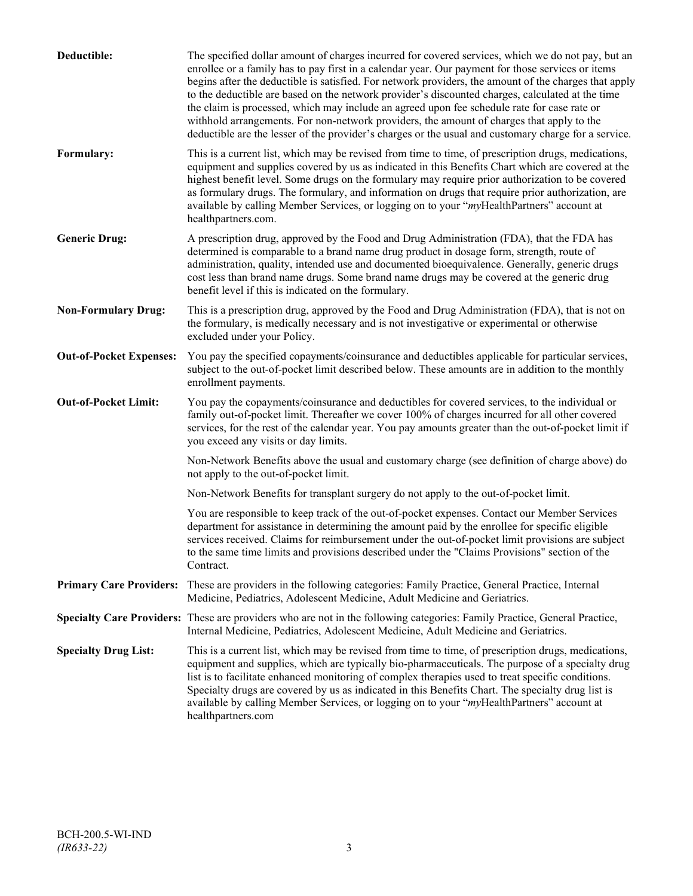**Deductible:** The specified dollar amount of charges incurred for covered services, which we do not pay, but an enrollee or a family has to pay first in a calendar year. Our payment for those services or items begins after the deductible is satisfied. For network providers, the amount of the charges that apply to the deductible are based on the network provider's discounted charges, calculated at the time the claim is processed, which may include an agreed upon fee schedule rate for case rate or withhold arrangements. For non-network providers, the amount of charges that apply to the deductible are the lesser of the provider's charges or the usual and customary charge for a service.

**Formulary:** This is a current list, which may be revised from time to time, of prescription drugs, medications, equipment and supplies covered by us as indicated in this Benefits Chart which are covered at the highest benefit level. Some drugs on the formulary may require prior authorization to be covered as formulary drugs. The formulary, and information on drugs that require prior authorization, are available by calling Member Services, or logging on to your "*my*HealthPartners" account at healthpartners.com.

**Generic Drug:** A prescription drug, approved by the Food and Drug Administration (FDA), that the FDA has determined is comparable to a brand name drug product in dosage form, strength, route of administration, quality, intended use and documented bioequivalence. Generally, generic drugs cost less than brand name drugs. Some brand name drugs may be covered at the generic drug benefit level if this is indicated on the formulary.

**Non-Formulary Drug:** This is a prescription drug, approved by the Food and Drug Administration (FDA), that is not on the formulary, is medically necessary and is not investigative or experimental or otherwise excluded under your Policy.

**Out-of-Pocket Expenses:** You pay the specified copayments/coinsurance and deductibles applicable for particular services, subject to the out-of-pocket limit described below. These amounts are in addition to the monthly enrollment payments.

**Out-of-Pocket Limit:** You pay the copayments/coinsurance and deductibles for covered services, to the individual or family out-of-pocket limit. Thereafter we cover 100% of charges incurred for all other covered services, for the rest of the calendar year. You pay amounts greater than the out-of-pocket limit if you exceed any visits or day limits.

Non-Network Benefits above the usual and customary charge (see definition of charge above) do not apply to the out-of-pocket limit.

Non-Network Benefits for transplant surgery do not apply to the out-of-pocket limit.

You are responsible to keep track of the out-of-pocket expenses. Contact our Member Services department for assistance in determining the amount paid by the enrollee for specific eligible services received. Claims for reimbursement under the out-of-pocket limit provisions are subject to the same time limits and provisions described under the "Claims Provisions" section of the Contract.

**Primary Care Providers:** These are providers in the following categories: Family Practice, General Practice, Internal Medicine, Pediatrics, Adolescent Medicine, Adult Medicine and Geriatrics.

**Specialty Care Providers:** These are providers who are not in the following categories: Family Practice, General Practice, Internal Medicine, Pediatrics, Adolescent Medicine, Adult Medicine and Geriatrics.

**Specialty Drug List:** This is a current list, which may be revised from time to time, of prescription drugs, medications, equipment and supplies, which are typically bio-pharmaceuticals. The purpose of a specialty drug list is to facilitate enhanced monitoring of complex therapies used to treat specific conditions. Specialty drugs are covered by us as indicated in this Benefits Chart. The specialty drug list is available by calling Member Services, or logging on to your "*my*HealthPartners" account at healthpartners.com

BCH-200.5-WI-IND
*(IR633-22)*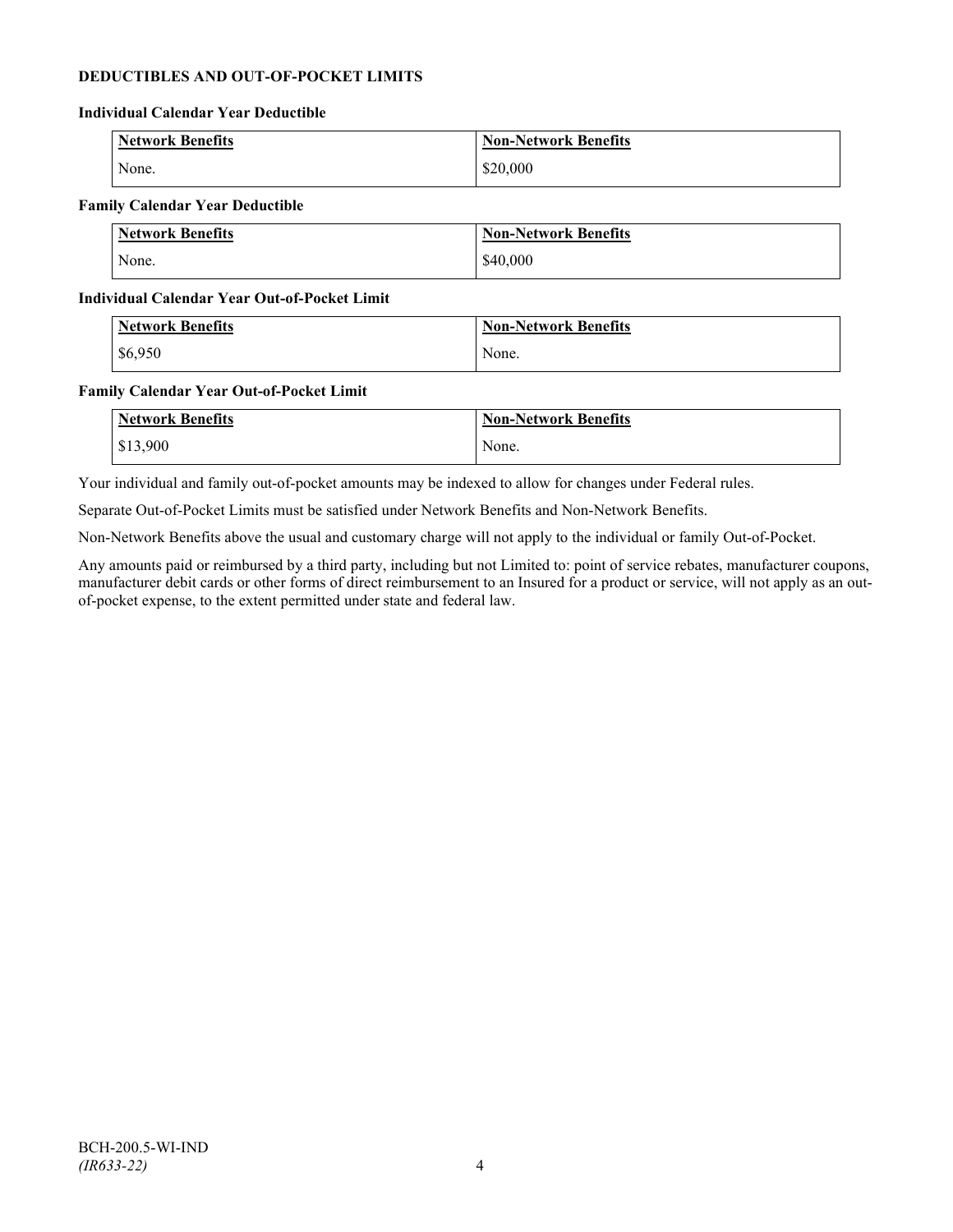**DEDUCTIBLES AND OUT-OF-POCKET LIMITS**

**Individual Calendar Year Deductible**

| Network Benefits | Non-Network Benefits |
|---|---|
| None. | $20,000 |

**Family Calendar Year Deductible**

| Network Benefits | Non-Network Benefits |
|---|---|
| None. | $40,000 |

**Individual Calendar Year Out-of-Pocket Limit**

| Network Benefits | Non-Network Benefits |
|---|---|
| $6,950 | None. |

**Family Calendar Year Out-of-Pocket Limit**

| Network Benefits | Non-Network Benefits |
|---|---|
| $13,900 | None. |

Your individual and family out-of-pocket amounts may be indexed to allow for changes under Federal rules.

Separate Out-of-Pocket Limits must be satisfied under Network Benefits and Non-Network Benefits.

Non-Network Benefits above the usual and customary charge will not apply to the individual or family Out-of-Pocket.

Any amounts paid or reimbursed by a third party, including but not Limited to: point of service rebates, manufacturer coupons, manufacturer debit cards or other forms of direct reimbursement to an Insured for a product or service, will not apply as an out-of-pocket expense, to the extent permitted under state and federal law.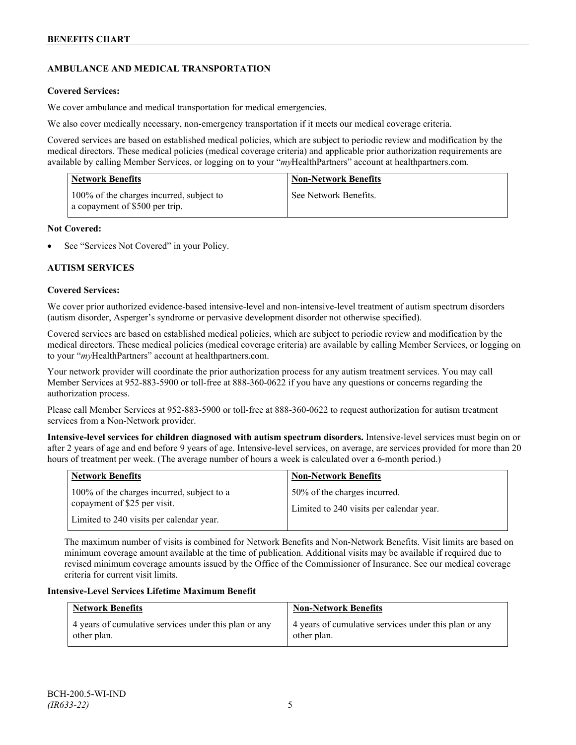## AMBULANCE AND MEDICAL TRANSPORTATION

**Covered Services:**

We cover ambulance and medical transportation for medical emergencies.

We also cover medically necessary, non-emergency transportation if it meets our medical coverage criteria.

Covered services are based on established medical policies, which are subject to periodic review and modification by the medical directors. These medical policies (medical coverage criteria) and applicable prior authorization requirements are available by calling Member Services, or logging on to your "*my*HealthPartners" account at healthpartners.com.

| Network Benefits | Non-Network Benefits |
|---|---|
| 100% of the charges incurred, subject to a copayment of $500 per trip. | See Network Benefits. |

**Not Covered:**

- See "Services Not Covered" in your Policy.

## AUTISM SERVICES

**Covered Services:**

We cover prior authorized evidence-based intensive-level and non-intensive-level treatment of autism spectrum disorders (autism disorder, Asperger's syndrome or pervasive development disorder not otherwise specified).

Covered services are based on established medical policies, which are subject to periodic review and modification by the medical directors. These medical policies (medical coverage criteria) are available by calling Member Services, or logging on to your "*my*HealthPartners" account at healthpartners.com.

Your network provider will coordinate the prior authorization process for any autism treatment services. You may call Member Services at 952-883-5900 or toll-free at 888-360-0622 if you have any questions or concerns regarding the authorization process.

Please call Member Services at 952-883-5900 or toll-free at 888-360-0622 to request authorization for autism treatment services from a Non-Network provider.

**Intensive-level services for children diagnosed with autism spectrum disorders.** Intensive-level services must begin on or after 2 years of age and end before 9 years of age. Intensive-level services, on average, are services provided for more than 20 hours of treatment per week. (The average number of hours a week is calculated over a 6-month period.)

| Network Benefits | Non-Network Benefits |
|---|---|
| 100% of the charges incurred, subject to a copayment of $25 per visit.<br><br>Limited to 240 visits per calendar year. | 50% of the charges incurred.<br><br>Limited to 240 visits per calendar year. |

The maximum number of visits is combined for Network Benefits and Non-Network Benefits. Visit limits are based on minimum coverage amount available at the time of publication. Additional visits may be available if required due to revised minimum coverage amounts issued by the Office of the Commissioner of Insurance. See our medical coverage criteria for current visit limits.

**Intensive-Level Services Lifetime Maximum Benefit**

| Network Benefits | Non-Network Benefits |
|---|---|
| 4 years of cumulative services under this plan or any other plan. | 4 years of cumulative services under this plan or any other plan. |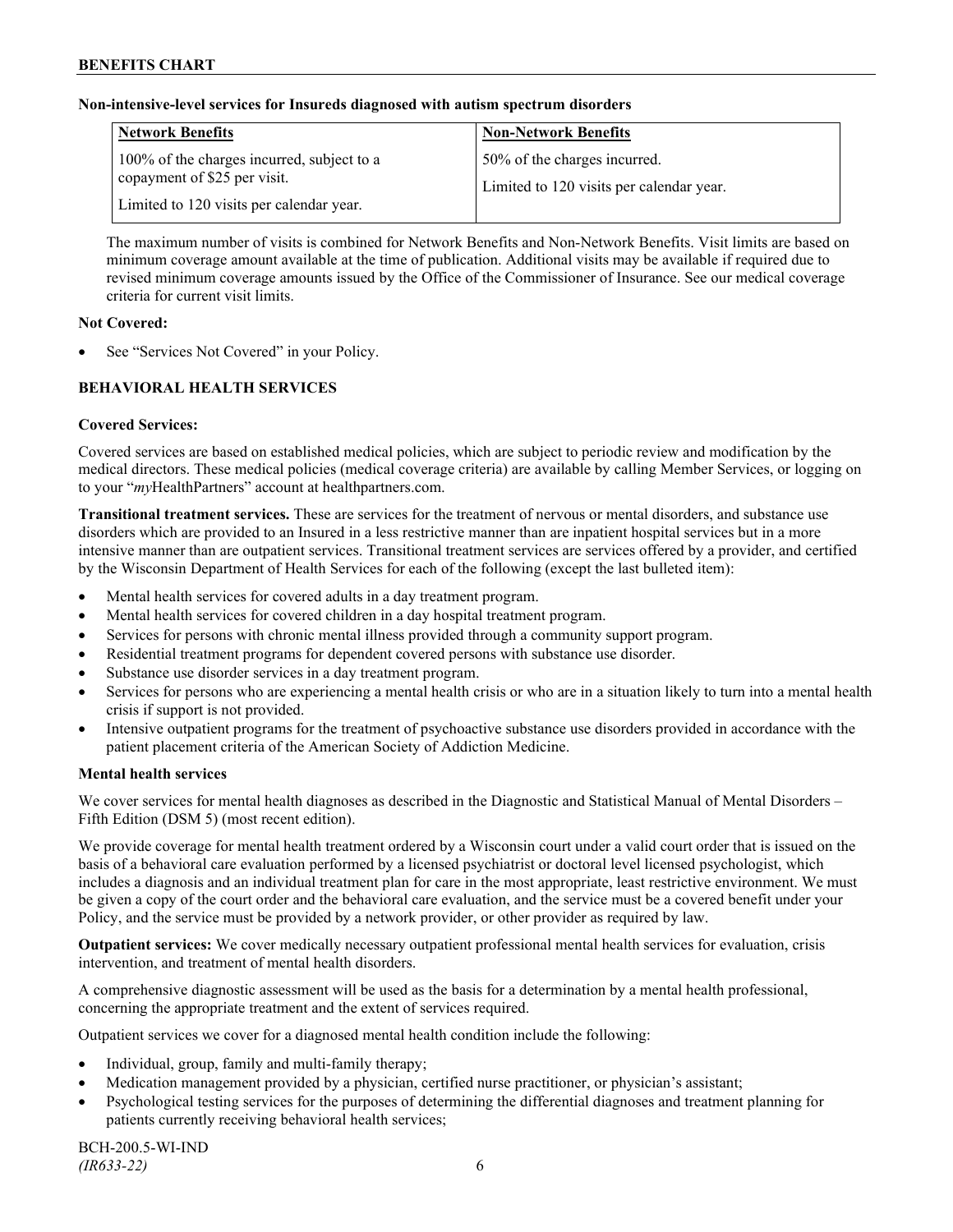**Non-intensive-level services for Insureds diagnosed with autism spectrum disorders**

| Network Benefits | Non-Network Benefits |
|---|---|
| 100% of the charges incurred, subject to a copayment of $25 per visit.<br><br>Limited to 120 visits per calendar year. | 50% of the charges incurred.<br><br>Limited to 120 visits per calendar year. |

The maximum number of visits is combined for Network Benefits and Non-Network Benefits. Visit limits are based on minimum coverage amount available at the time of publication. Additional visits may be available if required due to revised minimum coverage amounts issued by the Office of the Commissioner of Insurance. See our medical coverage criteria for current visit limits.

**Not Covered:**

- See "Services Not Covered" in your Policy.

**BEHAVIORAL HEALTH SERVICES**

**Covered Services:**

Covered services are based on established medical policies, which are subject to periodic review and modification by the medical directors. These medical policies (medical coverage criteria) are available by calling Member Services, or logging on to your "*my*HealthPartners" account at healthpartners.com.

**Transitional treatment services.** These are services for the treatment of nervous or mental disorders, and substance use disorders which are provided to an Insured in a less restrictive manner than are inpatient hospital services but in a more intensive manner than are outpatient services. Transitional treatment services are services offered by a provider, and certified by the Wisconsin Department of Health Services for each of the following (except the last bulleted item):

- Mental health services for covered adults in a day treatment program.
- Mental health services for covered children in a day hospital treatment program.
- Services for persons with chronic mental illness provided through a community support program.
- Residential treatment programs for dependent covered persons with substance use disorder.
- Substance use disorder services in a day treatment program.
- Services for persons who are experiencing a mental health crisis or who are in a situation likely to turn into a mental health crisis if support is not provided.
- Intensive outpatient programs for the treatment of psychoactive substance use disorders provided in accordance with the patient placement criteria of the American Society of Addiction Medicine.

**Mental health services**

We cover services for mental health diagnoses as described in the Diagnostic and Statistical Manual of Mental Disorders – Fifth Edition (DSM 5) (most recent edition).

We provide coverage for mental health treatment ordered by a Wisconsin court under a valid court order that is issued on the basis of a behavioral care evaluation performed by a licensed psychiatrist or doctoral level licensed psychologist, which includes a diagnosis and an individual treatment plan for care in the most appropriate, least restrictive environment. We must be given a copy of the court order and the behavioral care evaluation, and the service must be a covered benefit under your Policy, and the service must be provided by a network provider, or other provider as required by law.

**Outpatient services:** We cover medically necessary outpatient professional mental health services for evaluation, crisis intervention, and treatment of mental health disorders.

A comprehensive diagnostic assessment will be used as the basis for a determination by a mental health professional, concerning the appropriate treatment and the extent of services required.

Outpatient services we cover for a diagnosed mental health condition include the following:

- Individual, group, family and multi-family therapy;
- Medication management provided by a physician, certified nurse practitioner, or physician's assistant;
- Psychological testing services for the purposes of determining the differential diagnoses and treatment planning for patients currently receiving behavioral health services;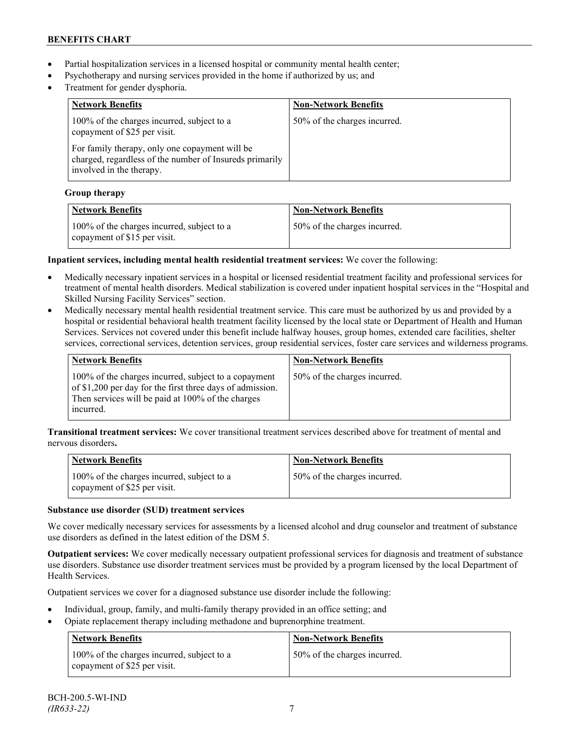- Partial hospitalization services in a licensed hospital or community mental health center;
- Psychotherapy and nursing services provided in the home if authorized by us; and
- Treatment for gender dysphoria.

| Network Benefits | Non-Network Benefits |
| --- | --- |
| 100% of the charges incurred, subject to a copayment of $25 per visit.<br><br>For family therapy, only one copayment will be charged, regardless of the number of Insureds primarily involved in the therapy. | 50% of the charges incurred. |

**Group therapy**

| Network Benefits | Non-Network Benefits |
| --- | --- |
| 100% of the charges incurred, subject to a copayment of $15 per visit. | 50% of the charges incurred. |

**Inpatient services, including mental health residential treatment services:** We cover the following:

- Medically necessary inpatient services in a hospital or licensed residential treatment facility and professional services for treatment of mental health disorders. Medical stabilization is covered under inpatient hospital services in the "Hospital and Skilled Nursing Facility Services" section.
- Medically necessary mental health residential treatment service. This care must be authorized by us and provided by a hospital or residential behavioral health treatment facility licensed by the local state or Department of Health and Human Services. Services not covered under this benefit include halfway houses, group homes, extended care facilities, shelter services, correctional services, detention services, group residential services, foster care services and wilderness programs.

| Network Benefits | Non-Network Benefits |
| --- | --- |
| 100% of the charges incurred, subject to a copayment of $1,200 per day for the first three days of admission. Then services will be paid at 100% of the charges incurred. | 50% of the charges incurred. |

**Transitional treatment services:** We cover transitional treatment services described above for treatment of mental and nervous disorders**.**

| Network Benefits | Non-Network Benefits |
| --- | --- |
| 100% of the charges incurred, subject to a copayment of $25 per visit. | 50% of the charges incurred. |

**Substance use disorder (SUD) treatment services**

We cover medically necessary services for assessments by a licensed alcohol and drug counselor and treatment of substance use disorders as defined in the latest edition of the DSM 5.

**Outpatient services:** We cover medically necessary outpatient professional services for diagnosis and treatment of substance use disorders. Substance use disorder treatment services must be provided by a program licensed by the local Department of Health Services.

Outpatient services we cover for a diagnosed substance use disorder include the following:

- Individual, group, family, and multi-family therapy provided in an office setting; and
- Opiate replacement therapy including methadone and buprenorphine treatment.

| Network Benefits | Non-Network Benefits |
| --- | --- |
| 100% of the charges incurred, subject to a copayment of $25 per visit. | 50% of the charges incurred. |

BCH-200.5-WI-IND
*(IR633-22)*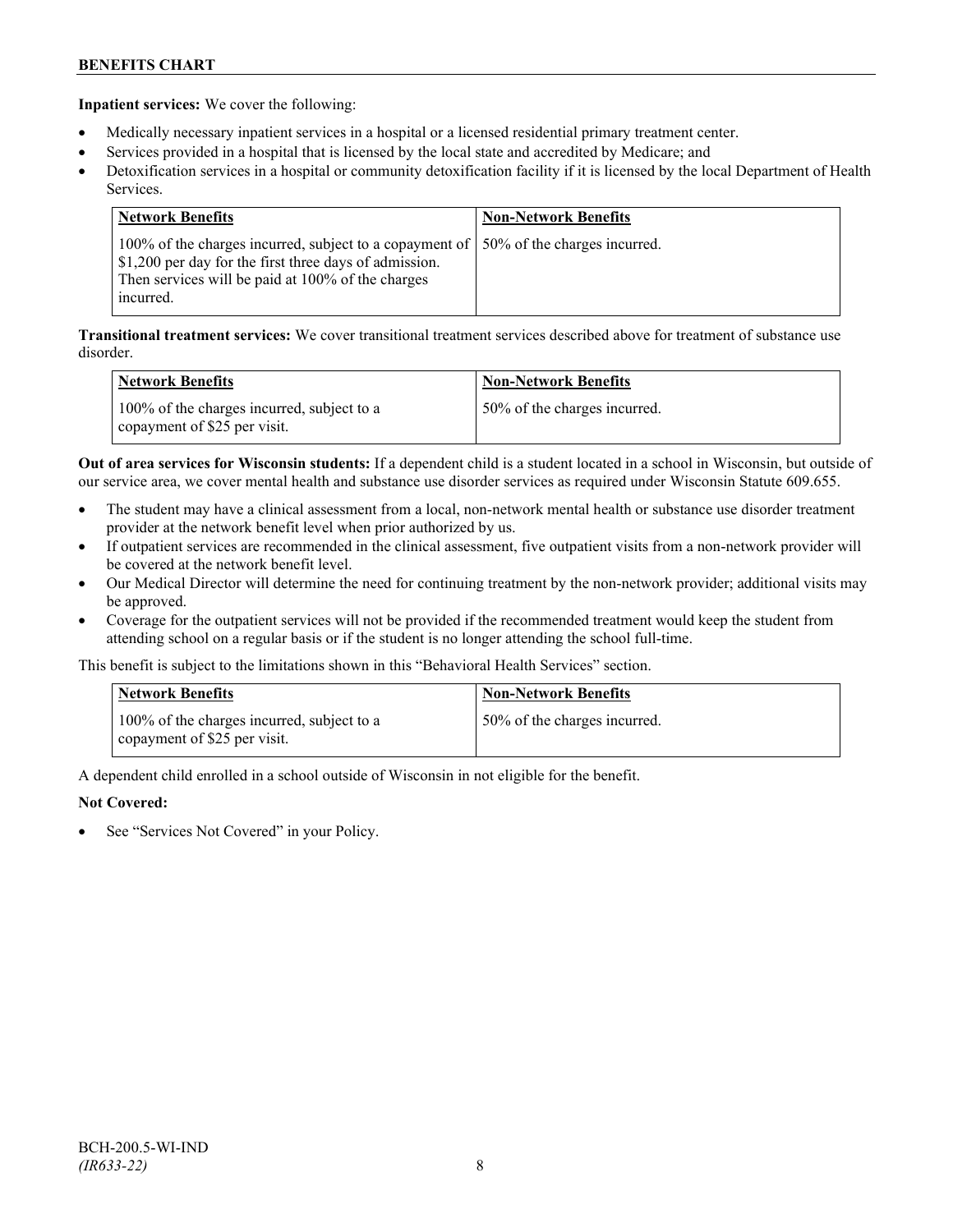**Inpatient services:** We cover the following:

- Medically necessary inpatient services in a hospital or a licensed residential primary treatment center.
- Services provided in a hospital that is licensed by the local state and accredited by Medicare; and
- Detoxification services in a hospital or community detoxification facility if it is licensed by the local Department of Health Services.

| Network Benefits | Non-Network Benefits |
|---|---|
| 100% of the charges incurred, subject to a copayment of $1,200 per day for the first three days of admission. Then services will be paid at 100% of the charges incurred. | 50% of the charges incurred. |

**Transitional treatment services:** We cover transitional treatment services described above for treatment of substance use disorder.

| Network Benefits | Non-Network Benefits |
|---|---|
| 100% of the charges incurred, subject to a copayment of $25 per visit. | 50% of the charges incurred. |

**Out of area services for Wisconsin students:** If a dependent child is a student located in a school in Wisconsin, but outside of our service area, we cover mental health and substance use disorder services as required under Wisconsin Statute 609.655.

- The student may have a clinical assessment from a local, non-network mental health or substance use disorder treatment provider at the network benefit level when prior authorized by us.
- If outpatient services are recommended in the clinical assessment, five outpatient visits from a non-network provider will be covered at the network benefit level.
- Our Medical Director will determine the need for continuing treatment by the non-network provider; additional visits may be approved.
- Coverage for the outpatient services will not be provided if the recommended treatment would keep the student from attending school on a regular basis or if the student is no longer attending the school full-time.

This benefit is subject to the limitations shown in this "Behavioral Health Services" section.

| Network Benefits | Non-Network Benefits |
|---|---|
| 100% of the charges incurred, subject to a copayment of $25 per visit. | 50% of the charges incurred. |

A dependent child enrolled in a school outside of Wisconsin in not eligible for the benefit.

**Not Covered:**

- See "Services Not Covered" in your Policy.

BCH-200.5-WI-IND
*(IR633-22)*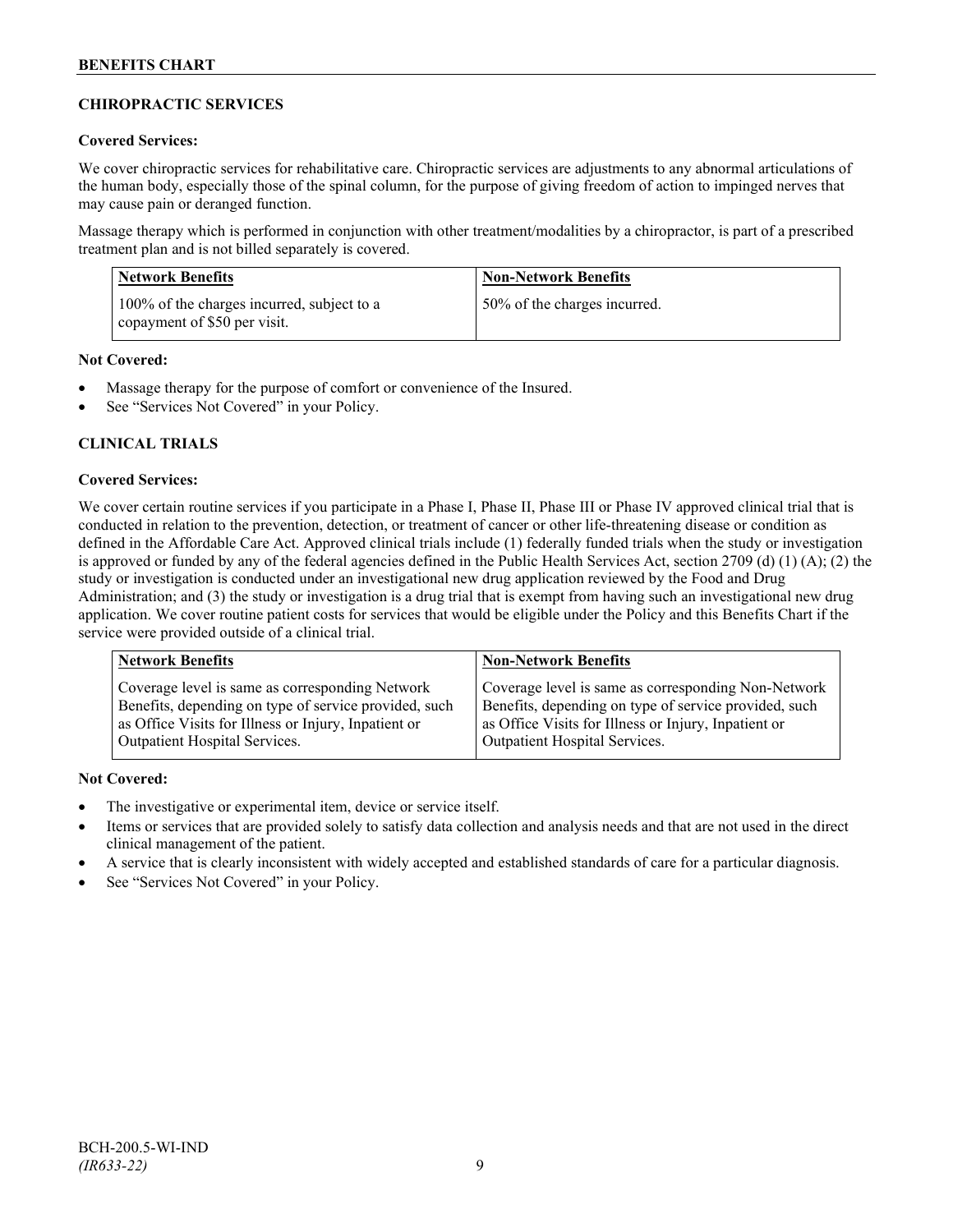## CHIROPRACTIC SERVICES

**Covered Services:**

We cover chiropractic services for rehabilitative care. Chiropractic services are adjustments to any abnormal articulations of the human body, especially those of the spinal column, for the purpose of giving freedom of action to impinged nerves that may cause pain or deranged function.

Massage therapy which is performed in conjunction with other treatment/modalities by a chiropractor, is part of a prescribed treatment plan and is not billed separately is covered.

| Network Benefits | Non-Network Benefits |
| --- | --- |
| 100% of the charges incurred, subject to a copayment of $50 per visit. | 50% of the charges incurred. |

**Not Covered:**

- Massage therapy for the purpose of comfort or convenience of the Insured.
- See "Services Not Covered" in your Policy.

## CLINICAL TRIALS

**Covered Services:**

We cover certain routine services if you participate in a Phase I, Phase II, Phase III or Phase IV approved clinical trial that is conducted in relation to the prevention, detection, or treatment of cancer or other life-threatening disease or condition as defined in the Affordable Care Act. Approved clinical trials include (1) federally funded trials when the study or investigation is approved or funded by any of the federal agencies defined in the Public Health Services Act, section 2709 (d) (1) (A); (2) the study or investigation is conducted under an investigational new drug application reviewed by the Food and Drug Administration; and (3) the study or investigation is a drug trial that is exempt from having such an investigational new drug application. We cover routine patient costs for services that would be eligible under the Policy and this Benefits Chart if the service were provided outside of a clinical trial.

| Network Benefits | Non-Network Benefits |
| --- | --- |
| Coverage level is same as corresponding Network Benefits, depending on type of service provided, such as Office Visits for Illness or Injury, Inpatient or Outpatient Hospital Services. | Coverage level is same as corresponding Non-Network Benefits, depending on type of service provided, such as Office Visits for Illness or Injury, Inpatient or Outpatient Hospital Services. |

**Not Covered:**

- The investigative or experimental item, device or service itself.
- Items or services that are provided solely to satisfy data collection and analysis needs and that are not used in the direct clinical management of the patient.
- A service that is clearly inconsistent with widely accepted and established standards of care for a particular diagnosis.
- See "Services Not Covered" in your Policy.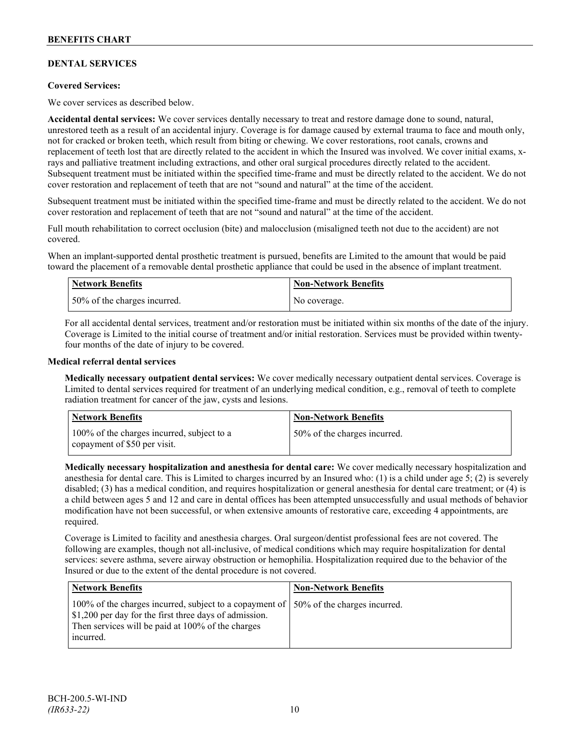## DENTAL SERVICES

### Covered Services:

We cover services as described below.

**Accidental dental services:** We cover services dentally necessary to treat and restore damage done to sound, natural, unrestored teeth as a result of an accidental injury. Coverage is for damage caused by external trauma to face and mouth only, not for cracked or broken teeth, which result from biting or chewing. We cover restorations, root canals, crowns and replacement of teeth lost that are directly related to the accident in which the Insured was involved. We cover initial exams, x-rays and palliative treatment including extractions, and other oral surgical procedures directly related to the accident. Subsequent treatment must be initiated within the specified time-frame and must be directly related to the accident. We do not cover restoration and replacement of teeth that are not "sound and natural" at the time of the accident.

Subsequent treatment must be initiated within the specified time-frame and must be directly related to the accident. We do not cover restoration and replacement of teeth that are not "sound and natural" at the time of the accident.

Full mouth rehabilitation to correct occlusion (bite) and malocclusion (misaligned teeth not due to the accident) are not covered.

When an implant-supported dental prosthetic treatment is pursued, benefits are Limited to the amount that would be paid toward the placement of a removable dental prosthetic appliance that could be used in the absence of implant treatment.

| Network Benefits | Non-Network Benefits |
|---|---|
| 50% of the charges incurred. | No coverage. |

For all accidental dental services, treatment and/or restoration must be initiated within six months of the date of the injury. Coverage is Limited to the initial course of treatment and/or initial restoration. Services must be provided within twenty-four months of the date of injury to be covered.

### Medical referral dental services

**Medically necessary outpatient dental services:** We cover medically necessary outpatient dental services. Coverage is Limited to dental services required for treatment of an underlying medical condition, e.g., removal of teeth to complete radiation treatment for cancer of the jaw, cysts and lesions.

| Network Benefits | Non-Network Benefits |
|---|---|
| 100% of the charges incurred, subject to a copayment of $50 per visit. | 50% of the charges incurred. |

**Medically necessary hospitalization and anesthesia for dental care:** We cover medically necessary hospitalization and anesthesia for dental care. This is Limited to charges incurred by an Insured who: (1) is a child under age 5; (2) is severely disabled; (3) has a medical condition, and requires hospitalization or general anesthesia for dental care treatment; or (4) is a child between ages 5 and 12 and care in dental offices has been attempted unsuccessfully and usual methods of behavior modification have not been successful, or when extensive amounts of restorative care, exceeding 4 appointments, are required.

Coverage is Limited to facility and anesthesia charges. Oral surgeon/dentist professional fees are not covered. The following are examples, though not all-inclusive, of medical conditions which may require hospitalization for dental services: severe asthma, severe airway obstruction or hemophilia. Hospitalization required due to the behavior of the Insured or due to the extent of the dental procedure is not covered.

| Network Benefits | Non-Network Benefits |
|---|---|
| 100% of the charges incurred, subject to a copayment of $1,200 per day for the first three days of admission. Then services will be paid at 100% of the charges incurred. | 50% of the charges incurred. |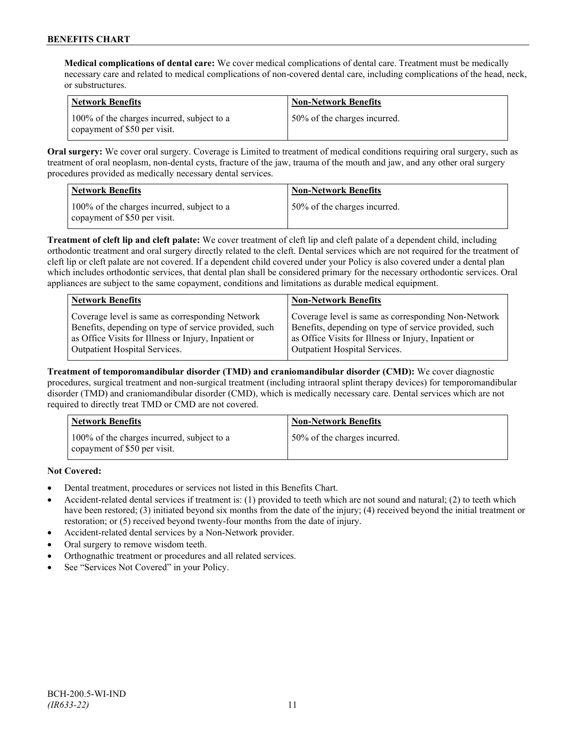**Medical complications of dental care:** We cover medical complications of dental care. Treatment must be medically necessary care and related to medical complications of non-covered dental care, including complications of the head, neck, or substructures.

| Network Benefits | Non-Network Benefits |
| --- | --- |
| 100% of the charges incurred, subject to a copayment of $50 per visit. | 50% of the charges incurred. |

**Oral surgery:** We cover oral surgery. Coverage is Limited to treatment of medical conditions requiring oral surgery, such as treatment of oral neoplasm, non-dental cysts, fracture of the jaw, trauma of the mouth and jaw, and any other oral surgery procedures provided as medically necessary dental services.

| Network Benefits | Non-Network Benefits |
| --- | --- |
| 100% of the charges incurred, subject to a copayment of $50 per visit. | 50% of the charges incurred. |

**Treatment of cleft lip and cleft palate:** We cover treatment of cleft lip and cleft palate of a dependent child, including orthodontic treatment and oral surgery directly related to the cleft. Dental services which are not required for the treatment of cleft lip or cleft palate are not covered. If a dependent child covered under your Policy is also covered under a dental plan which includes orthodontic services, that dental plan shall be considered primary for the necessary orthodontic services. Oral appliances are subject to the same copayment, conditions and limitations as durable medical equipment.

| Network Benefits | Non-Network Benefits |
| --- | --- |
| Coverage level is same as corresponding Network Benefits, depending on type of service provided, such as Office Visits for Illness or Injury, Inpatient or Outpatient Hospital Services. | Coverage level is same as corresponding Non-Network Benefits, depending on type of service provided, such as Office Visits for Illness or Injury, Inpatient or Outpatient Hospital Services. |

**Treatment of temporomandibular disorder (TMD) and craniomandibular disorder (CMD):** We cover diagnostic procedures, surgical treatment and non-surgical treatment (including intraoral splint therapy devices) for temporomandibular disorder (TMD) and craniomandibular disorder (CMD), which is medically necessary care. Dental services which are not required to directly treat TMD or CMD are not covered.

| Network Benefits | Non-Network Benefits |
| --- | --- |
| 100% of the charges incurred, subject to a copayment of $50 per visit. | 50% of the charges incurred. |

**Not Covered:**

- Dental treatment, procedures or services not listed in this Benefits Chart.
- Accident-related dental services if treatment is: (1) provided to teeth which are not sound and natural; (2) to teeth which have been restored; (3) initiated beyond six months from the date of the injury; (4) received beyond the initial treatment or restoration; or (5) received beyond twenty-four months from the date of injury.
- Accident-related dental services by a Non-Network provider.
- Oral surgery to remove wisdom teeth.
- Orthognathic treatment or procedures and all related services.
- See "Services Not Covered" in your Policy.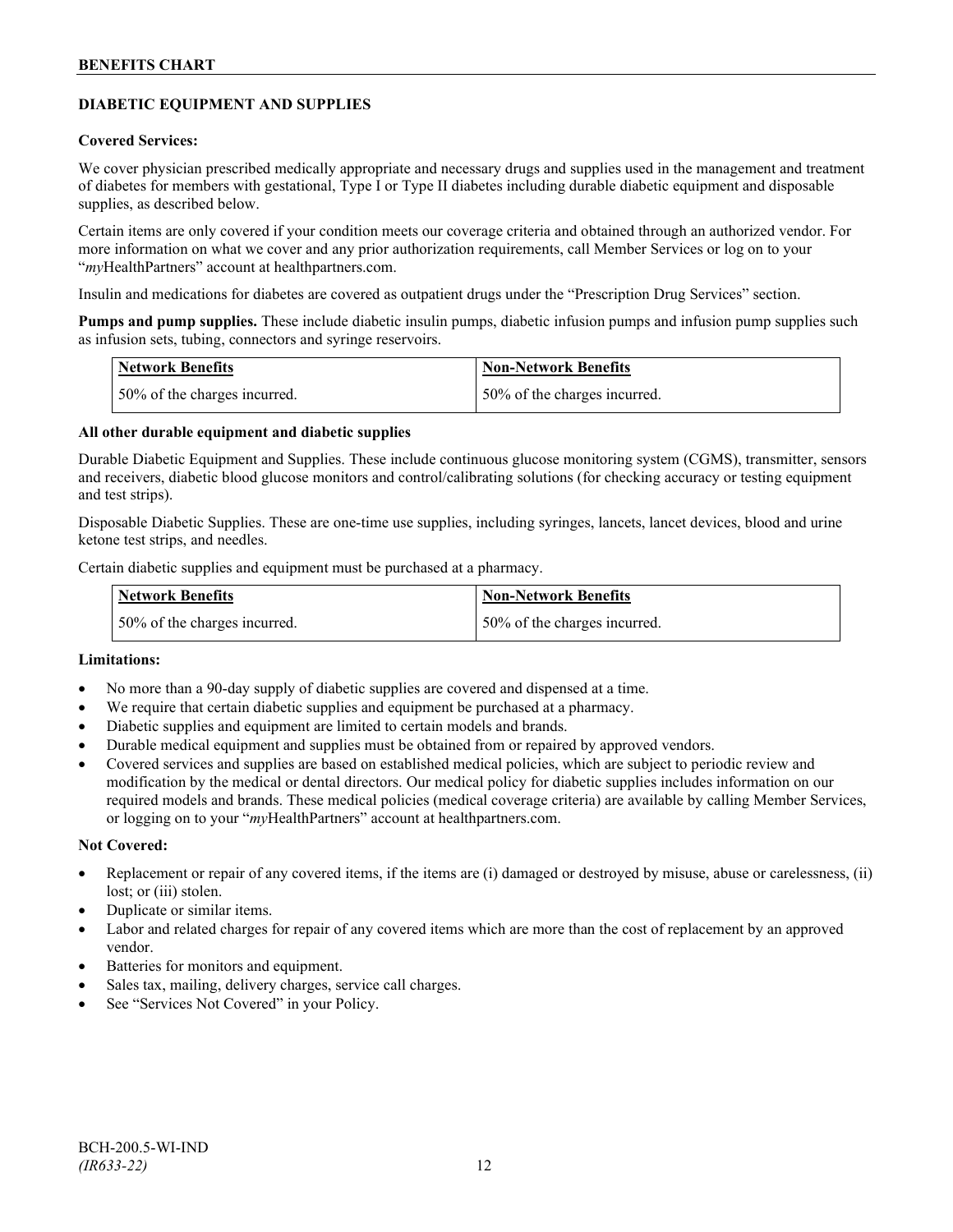## DIABETIC EQUIPMENT AND SUPPLIES

**Covered Services:**

We cover physician prescribed medically appropriate and necessary drugs and supplies used in the management and treatment of diabetes for members with gestational, Type I or Type II diabetes including durable diabetic equipment and disposable supplies, as described below.

Certain items are only covered if your condition meets our coverage criteria and obtained through an authorized vendor. For more information on what we cover and any prior authorization requirements, call Member Services or log on to your "*my*HealthPartners" account at healthpartners.com.

Insulin and medications for diabetes are covered as outpatient drugs under the "Prescription Drug Services" section.

**Pumps and pump supplies.** These include diabetic insulin pumps, diabetic infusion pumps and infusion pump supplies such as infusion sets, tubing, connectors and syringe reservoirs.

| Network Benefits | Non-Network Benefits |
|---|---|
| 50% of the charges incurred. | 50% of the charges incurred. |

**All other durable equipment and diabetic supplies**

Durable Diabetic Equipment and Supplies. These include continuous glucose monitoring system (CGMS), transmitter, sensors and receivers, diabetic blood glucose monitors and control/calibrating solutions (for checking accuracy or testing equipment and test strips).

Disposable Diabetic Supplies. These are one-time use supplies, including syringes, lancets, lancet devices, blood and urine ketone test strips, and needles.

Certain diabetic supplies and equipment must be purchased at a pharmacy.

| Network Benefits | Non-Network Benefits |
|---|---|
| 50% of the charges incurred. | 50% of the charges incurred. |

**Limitations:**

- No more than a 90-day supply of diabetic supplies are covered and dispensed at a time.
- We require that certain diabetic supplies and equipment be purchased at a pharmacy.
- Diabetic supplies and equipment are limited to certain models and brands.
- Durable medical equipment and supplies must be obtained from or repaired by approved vendors.
- Covered services and supplies are based on established medical policies, which are subject to periodic review and modification by the medical or dental directors. Our medical policy for diabetic supplies includes information on our required models and brands. These medical policies (medical coverage criteria) are available by calling Member Services, or logging on to your "*my*HealthPartners" account at healthpartners.com.

**Not Covered:**

- Replacement or repair of any covered items, if the items are (i) damaged or destroyed by misuse, abuse or carelessness, (ii) lost; or (iii) stolen.
- Duplicate or similar items.
- Labor and related charges for repair of any covered items which are more than the cost of replacement by an approved vendor.
- Batteries for monitors and equipment.
- Sales tax, mailing, delivery charges, service call charges.
- See "Services Not Covered" in your Policy.

BCH-200.5-WI-IND
*(IR633-22)*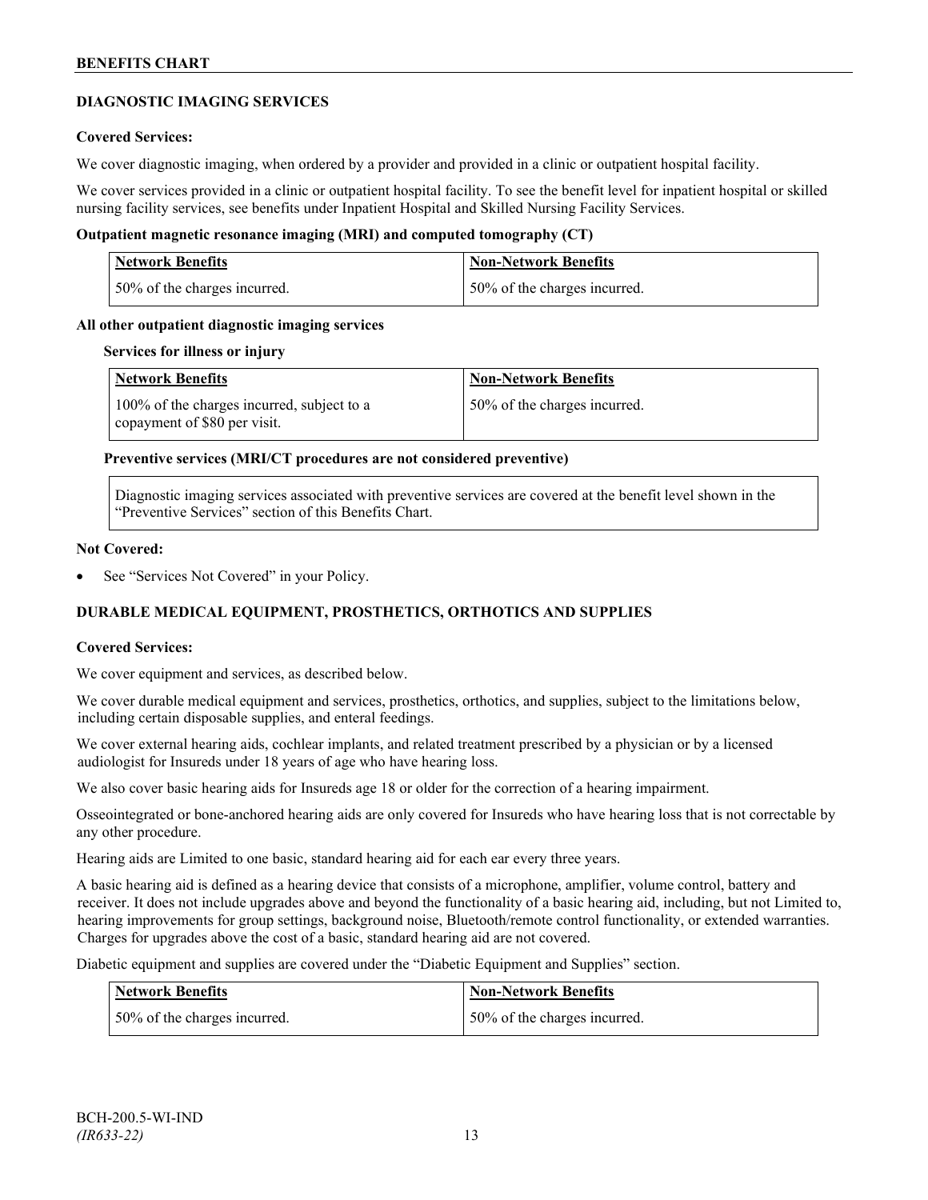## DIAGNOSTIC IMAGING SERVICES

**Covered Services:**

We cover diagnostic imaging, when ordered by a provider and provided in a clinic or outpatient hospital facility.

We cover services provided in a clinic or outpatient hospital facility. To see the benefit level for inpatient hospital or skilled nursing facility services, see benefits under Inpatient Hospital and Skilled Nursing Facility Services.

**Outpatient magnetic resonance imaging (MRI) and computed tomography (CT)**

| Network Benefits | Non-Network Benefits |
| --- | --- |
| 50% of the charges incurred. | 50% of the charges incurred. |

**All other outpatient diagnostic imaging services**

**Services for illness or injury**

| Network Benefits | Non-Network Benefits |
| --- | --- |
| 100% of the charges incurred, subject to a copayment of $80 per visit. | 50% of the charges incurred. |

**Preventive services (MRI/CT procedures are not considered preventive)**

| Diagnostic imaging services associated with preventive services are covered at the benefit level shown in the "Preventive Services" section of this Benefits Chart. |
| --- |

**Not Covered:**

- See "Services Not Covered" in your Policy.

## DURABLE MEDICAL EQUIPMENT, PROSTHETICS, ORTHOTICS AND SUPPLIES

**Covered Services:**

We cover equipment and services, as described below.

We cover durable medical equipment and services, prosthetics, orthotics, and supplies, subject to the limitations below, including certain disposable supplies, and enteral feedings.

We cover external hearing aids, cochlear implants, and related treatment prescribed by a physician or by a licensed audiologist for Insureds under 18 years of age who have hearing loss.

We also cover basic hearing aids for Insureds age 18 or older for the correction of a hearing impairment.

Osseointegrated or bone-anchored hearing aids are only covered for Insureds who have hearing loss that is not correctable by any other procedure.

Hearing aids are Limited to one basic, standard hearing aid for each ear every three years.

A basic hearing aid is defined as a hearing device that consists of a microphone, amplifier, volume control, battery and receiver. It does not include upgrades above and beyond the functionality of a basic hearing aid, including, but not Limited to, hearing improvements for group settings, background noise, Bluetooth/remote control functionality, or extended warranties. Charges for upgrades above the cost of a basic, standard hearing aid are not covered.

Diabetic equipment and supplies are covered under the "Diabetic Equipment and Supplies" section.

| Network Benefits | Non-Network Benefits |
| --- | --- |
| 50% of the charges incurred. | 50% of the charges incurred. |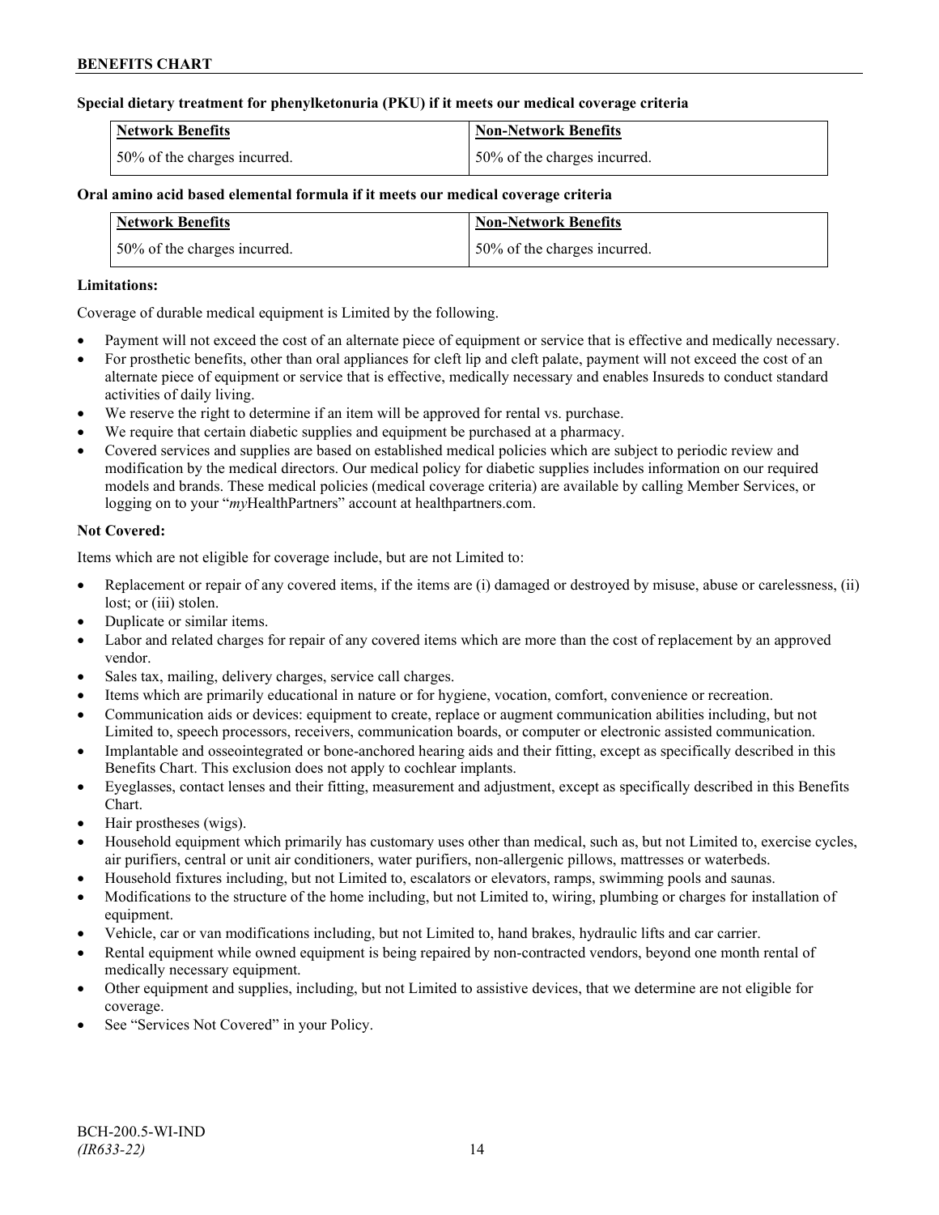**Special dietary treatment for phenylketonuria (PKU) if it meets our medical coverage criteria**

| Network Benefits | Non-Network Benefits |
| --- | --- |
| 50% of the charges incurred. | 50% of the charges incurred. |

**Oral amino acid based elemental formula if it meets our medical coverage criteria**

| Network Benefits | Non-Network Benefits |
| --- | --- |
| 50% of the charges incurred. | 50% of the charges incurred. |

**Limitations:**

Coverage of durable medical equipment is Limited by the following.

- Payment will not exceed the cost of an alternate piece of equipment or service that is effective and medically necessary.
- For prosthetic benefits, other than oral appliances for cleft lip and cleft palate, payment will not exceed the cost of an alternate piece of equipment or service that is effective, medically necessary and enables Insureds to conduct standard activities of daily living.
- We reserve the right to determine if an item will be approved for rental vs. purchase.
- We require that certain diabetic supplies and equipment be purchased at a pharmacy.
- Covered services and supplies are based on established medical policies which are subject to periodic review and modification by the medical directors. Our medical policy for diabetic supplies includes information on our required models and brands. These medical policies (medical coverage criteria) are available by calling Member Services, or logging on to your "*my*HealthPartners" account at healthpartners.com.

**Not Covered:**

Items which are not eligible for coverage include, but are not Limited to:

- Replacement or repair of any covered items, if the items are (i) damaged or destroyed by misuse, abuse or carelessness, (ii) lost; or (iii) stolen.
- Duplicate or similar items.
- Labor and related charges for repair of any covered items which are more than the cost of replacement by an approved vendor.
- Sales tax, mailing, delivery charges, service call charges.
- Items which are primarily educational in nature or for hygiene, vocation, comfort, convenience or recreation.
- Communication aids or devices: equipment to create, replace or augment communication abilities including, but not Limited to, speech processors, receivers, communication boards, or computer or electronic assisted communication.
- Implantable and osseointegrated or bone-anchored hearing aids and their fitting, except as specifically described in this Benefits Chart. This exclusion does not apply to cochlear implants.
- Eyeglasses, contact lenses and their fitting, measurement and adjustment, except as specifically described in this Benefits Chart.
- Hair prostheses (wigs).
- Household equipment which primarily has customary uses other than medical, such as, but not Limited to, exercise cycles, air purifiers, central or unit air conditioners, water purifiers, non-allergenic pillows, mattresses or waterbeds.
- Household fixtures including, but not Limited to, escalators or elevators, ramps, swimming pools and saunas.
- Modifications to the structure of the home including, but not Limited to, wiring, plumbing or charges for installation of equipment.
- Vehicle, car or van modifications including, but not Limited to, hand brakes, hydraulic lifts and car carrier.
- Rental equipment while owned equipment is being repaired by non-contracted vendors, beyond one month rental of medically necessary equipment.
- Other equipment and supplies, including, but not Limited to assistive devices, that we determine are not eligible for coverage.
- See "Services Not Covered" in your Policy.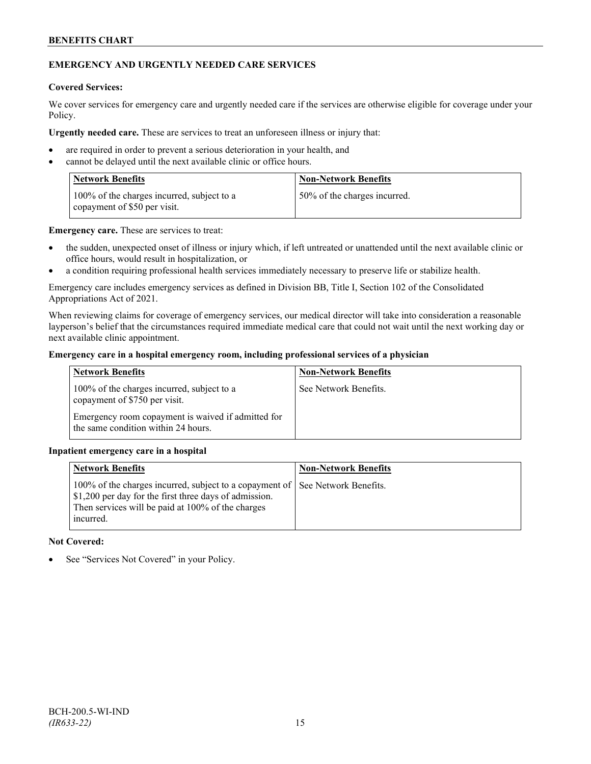## EMERGENCY AND URGENTLY NEEDED CARE SERVICES

**Covered Services:**

We cover services for emergency care and urgently needed care if the services are otherwise eligible for coverage under your Policy.

**Urgently needed care.** These are services to treat an unforeseen illness or injury that:

- are required in order to prevent a serious deterioration in your health, and
- cannot be delayed until the next available clinic or office hours.

| Network Benefits | Non-Network Benefits |
|---|---|
| 100% of the charges incurred, subject to a copayment of $50 per visit. | 50% of the charges incurred. |

**Emergency care.** These are services to treat:

- the sudden, unexpected onset of illness or injury which, if left untreated or unattended until the next available clinic or office hours, would result in hospitalization, or
- a condition requiring professional health services immediately necessary to preserve life or stabilize health.

Emergency care includes emergency services as defined in Division BB, Title I, Section 102 of the Consolidated Appropriations Act of 2021.

When reviewing claims for coverage of emergency services, our medical director will take into consideration a reasonable layperson's belief that the circumstances required immediate medical care that could not wait until the next working day or next available clinic appointment.

**Emergency care in a hospital emergency room, including professional services of a physician**

| Network Benefits | Non-Network Benefits |
|---|---|
| 100% of the charges incurred, subject to a copayment of $750 per visit.<br><br>Emergency room copayment is waived if admitted for the same condition within 24 hours. | See Network Benefits. |

**Inpatient emergency care in a hospital**

| Network Benefits | Non-Network Benefits |
|---|---|
| 100% of the charges incurred, subject to a copayment of $1,200 per day for the first three days of admission. Then services will be paid at 100% of the charges incurred. | See Network Benefits. |

**Not Covered:**

- See "Services Not Covered" in your Policy.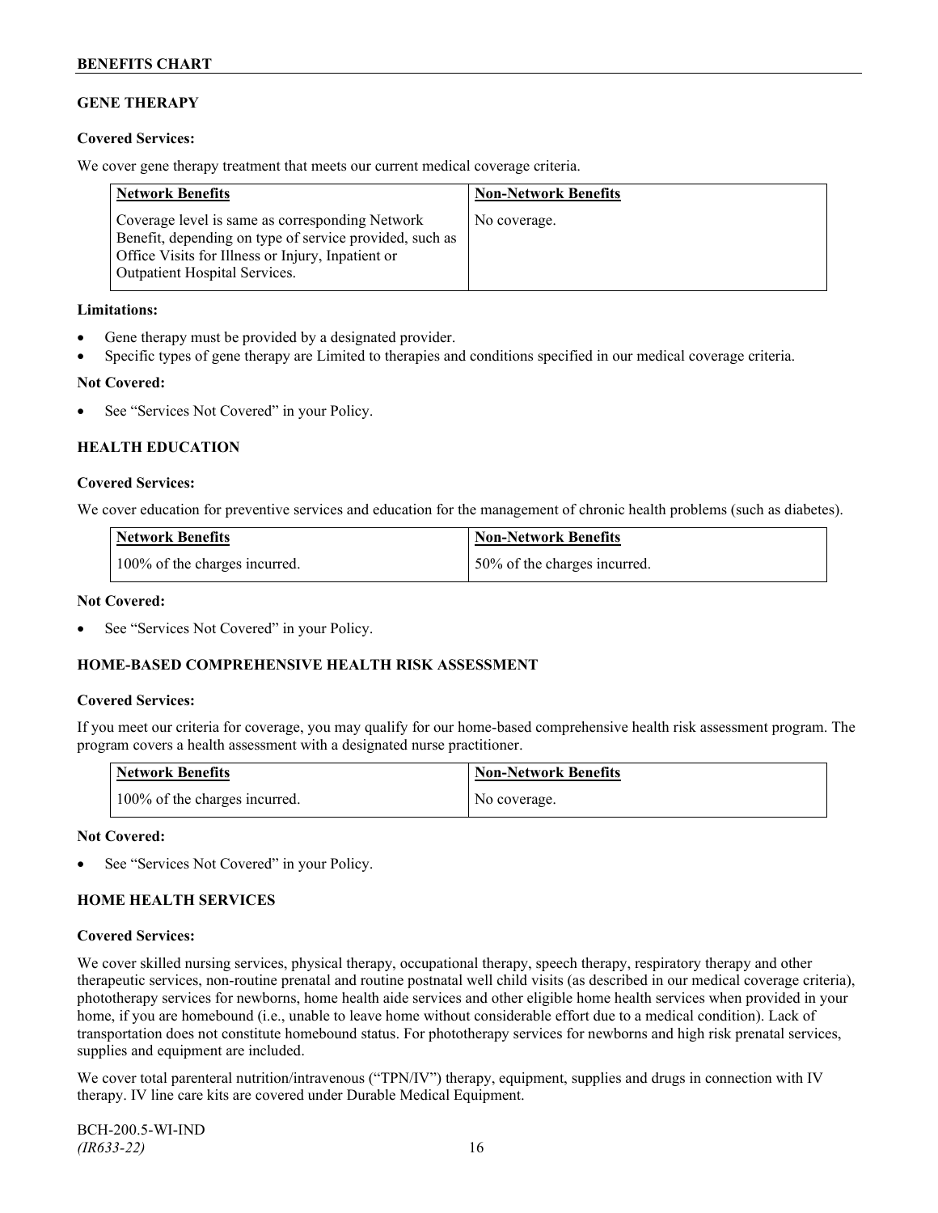## GENE THERAPY

**Covered Services:**

We cover gene therapy treatment that meets our current medical coverage criteria.

| Network Benefits | Non-Network Benefits |
| --- | --- |
| Coverage level is same as corresponding Network Benefit, depending on type of service provided, such as Office Visits for Illness or Injury, Inpatient or Outpatient Hospital Services. | No coverage. |

**Limitations:**

- Gene therapy must be provided by a designated provider.
- Specific types of gene therapy are Limited to therapies and conditions specified in our medical coverage criteria.

**Not Covered:**

- See "Services Not Covered" in your Policy.

## HEALTH EDUCATION

**Covered Services:**

We cover education for preventive services and education for the management of chronic health problems (such as diabetes).

| Network Benefits | Non-Network Benefits |
| --- | --- |
| 100% of the charges incurred. | 50% of the charges incurred. |

**Not Covered:**

- See "Services Not Covered" in your Policy.

## HOME-BASED COMPREHENSIVE HEALTH RISK ASSESSMENT

**Covered Services:**

If you meet our criteria for coverage, you may qualify for our home-based comprehensive health risk assessment program. The program covers a health assessment with a designated nurse practitioner.

| Network Benefits | Non-Network Benefits |
| --- | --- |
| 100% of the charges incurred. | No coverage. |

**Not Covered:**

- See "Services Not Covered" in your Policy.

## HOME HEALTH SERVICES

**Covered Services:**

We cover skilled nursing services, physical therapy, occupational therapy, speech therapy, respiratory therapy and other therapeutic services, non-routine prenatal and routine postnatal well child visits (as described in our medical coverage criteria), phototherapy services for newborns, home health aide services and other eligible home health services when provided in your home, if you are homebound (i.e., unable to leave home without considerable effort due to a medical condition). Lack of transportation does not constitute homebound status. For phototherapy services for newborns and high risk prenatal services, supplies and equipment are included.

We cover total parenteral nutrition/intravenous ("TPN/IV") therapy, equipment, supplies and drugs in connection with IV therapy. IV line care kits are covered under Durable Medical Equipment.

BCH-200.5-WI-IND
*(IR633-22)*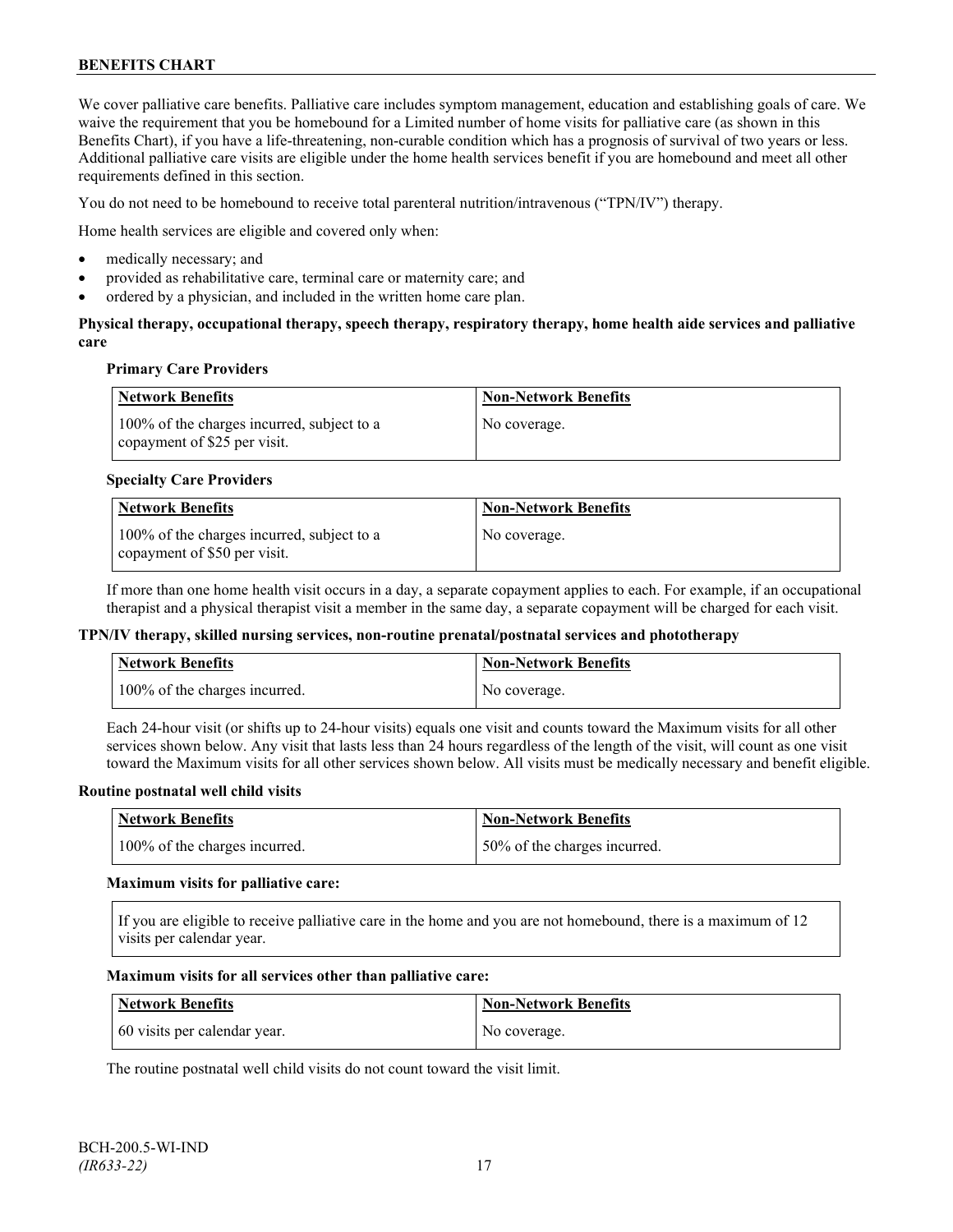We cover palliative care benefits. Palliative care includes symptom management, education and establishing goals of care. We waive the requirement that you be homebound for a Limited number of home visits for palliative care (as shown in this Benefits Chart), if you have a life-threatening, non-curable condition which has a prognosis of survival of two years or less. Additional palliative care visits are eligible under the home health services benefit if you are homebound and meet all other requirements defined in this section.

You do not need to be homebound to receive total parenteral nutrition/intravenous ("TPN/IV") therapy.

Home health services are eligible and covered only when:

- medically necessary; and
- provided as rehabilitative care, terminal care or maternity care; and
- ordered by a physician, and included in the written home care plan.

**Physical therapy, occupational therapy, speech therapy, respiratory therapy, home health aide services and palliative care**

**Primary Care Providers**

| Network Benefits | Non-Network Benefits |
|---|---|
| 100% of the charges incurred, subject to a copayment of $25 per visit. | No coverage. |

**Specialty Care Providers**

| Network Benefits | Non-Network Benefits |
|---|---|
| 100% of the charges incurred, subject to a copayment of $50 per visit. | No coverage. |

If more than one home health visit occurs in a day, a separate copayment applies to each. For example, if an occupational therapist and a physical therapist visit a member in the same day, a separate copayment will be charged for each visit.

**TPN/IV therapy, skilled nursing services, non-routine prenatal/postnatal services and phototherapy**

| Network Benefits | Non-Network Benefits |
|---|---|
| 100% of the charges incurred. | No coverage. |

Each 24-hour visit (or shifts up to 24-hour visits) equals one visit and counts toward the Maximum visits for all other services shown below. Any visit that lasts less than 24 hours regardless of the length of the visit, will count as one visit toward the Maximum visits for all other services shown below. All visits must be medically necessary and benefit eligible.

**Routine postnatal well child visits**

| Network Benefits | Non-Network Benefits |
|---|---|
| 100% of the charges incurred. | 50% of the charges incurred. |

**Maximum visits for palliative care:**

If you are eligible to receive palliative care in the home and you are not homebound, there is a maximum of 12 visits per calendar year.

**Maximum visits for all services other than palliative care:**

| Network Benefits | Non-Network Benefits |
|---|---|
| 60 visits per calendar year. | No coverage. |

The routine postnatal well child visits do not count toward the visit limit.

BCH-200.5-WI-IND
*(IR633-22)*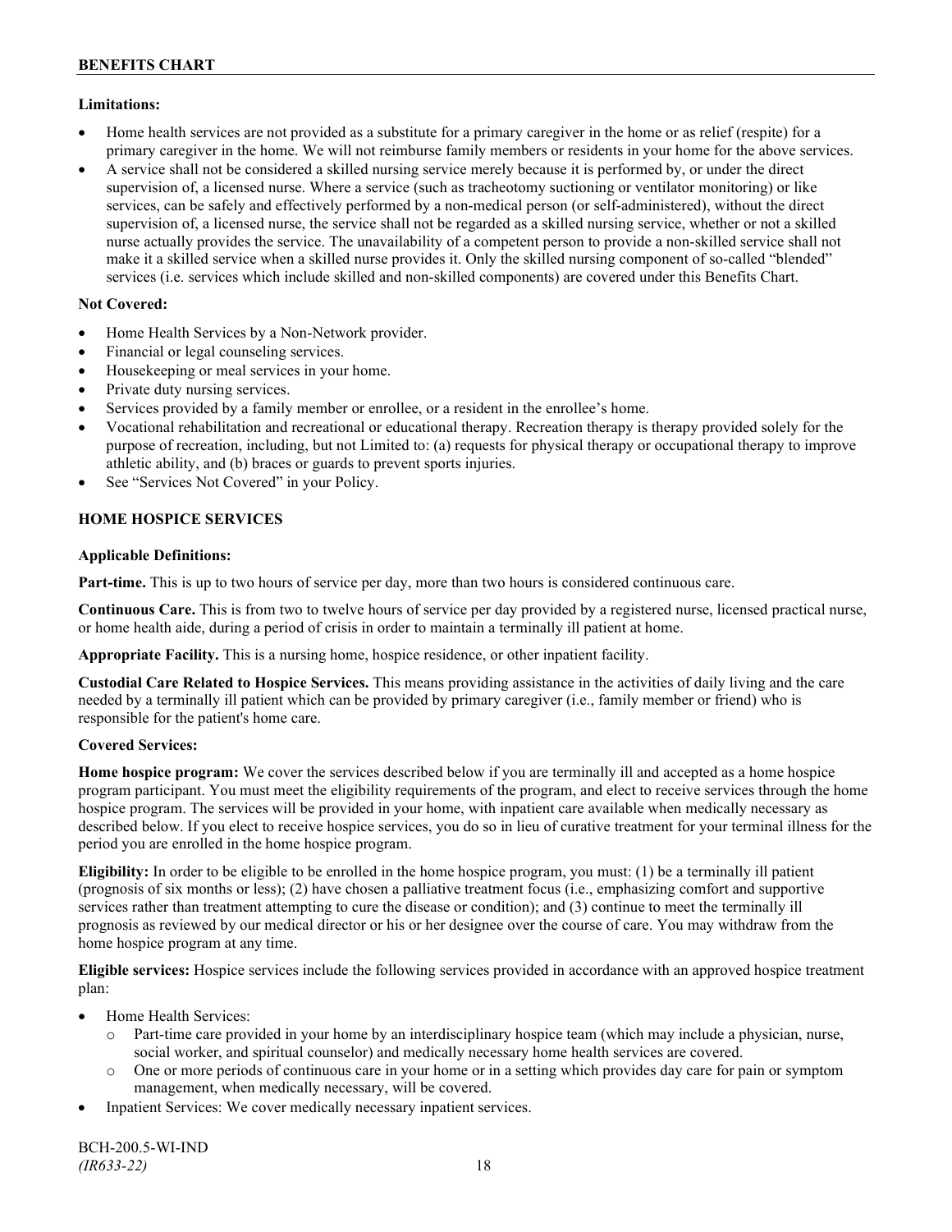**Limitations:**

- Home health services are not provided as a substitute for a primary caregiver in the home or as relief (respite) for a primary caregiver in the home. We will not reimburse family members or residents in your home for the above services.
- A service shall not be considered a skilled nursing service merely because it is performed by, or under the direct supervision of, a licensed nurse. Where a service (such as tracheotomy suctioning or ventilator monitoring) or like services, can be safely and effectively performed by a non-medical person (or self-administered), without the direct supervision of, a licensed nurse, the service shall not be regarded as a skilled nursing service, whether or not a skilled nurse actually provides the service. The unavailability of a competent person to provide a non-skilled service shall not make it a skilled service when a skilled nurse provides it. Only the skilled nursing component of so-called "blended" services (i.e. services which include skilled and non-skilled components) are covered under this Benefits Chart.

**Not Covered:**

- Home Health Services by a Non-Network provider.
- Financial or legal counseling services.
- Housekeeping or meal services in your home.
- Private duty nursing services.
- Services provided by a family member or enrollee, or a resident in the enrollee's home.
- Vocational rehabilitation and recreational or educational therapy. Recreation therapy is therapy provided solely for the purpose of recreation, including, but not Limited to: (a) requests for physical therapy or occupational therapy to improve athletic ability, and (b) braces or guards to prevent sports injuries.
- See "Services Not Covered" in your Policy.

## HOME HOSPICE SERVICES

**Applicable Definitions:**

**Part-time.** This is up to two hours of service per day, more than two hours is considered continuous care.

**Continuous Care.** This is from two to twelve hours of service per day provided by a registered nurse, licensed practical nurse, or home health aide, during a period of crisis in order to maintain a terminally ill patient at home.

**Appropriate Facility.** This is a nursing home, hospice residence, or other inpatient facility.

**Custodial Care Related to Hospice Services.** This means providing assistance in the activities of daily living and the care needed by a terminally ill patient which can be provided by primary caregiver (i.e., family member or friend) who is responsible for the patient's home care.

**Covered Services:**

**Home hospice program:** We cover the services described below if you are terminally ill and accepted as a home hospice program participant. You must meet the eligibility requirements of the program, and elect to receive services through the home hospice program. The services will be provided in your home, with inpatient care available when medically necessary as described below. If you elect to receive hospice services, you do so in lieu of curative treatment for your terminal illness for the period you are enrolled in the home hospice program.

**Eligibility:** In order to be eligible to be enrolled in the home hospice program, you must: (1) be a terminally ill patient (prognosis of six months or less); (2) have chosen a palliative treatment focus (i.e., emphasizing comfort and supportive services rather than treatment attempting to cure the disease or condition); and (3) continue to meet the terminally ill prognosis as reviewed by our medical director or his or her designee over the course of care. You may withdraw from the home hospice program at any time.

**Eligible services:** Hospice services include the following services provided in accordance with an approved hospice treatment plan:

- Home Health Services:
  - Part-time care provided in your home by an interdisciplinary hospice team (which may include a physician, nurse, social worker, and spiritual counselor) and medically necessary home health services are covered.
  - One or more periods of continuous care in your home or in a setting which provides day care for pain or symptom management, when medically necessary, will be covered.
- Inpatient Services: We cover medically necessary inpatient services.

BCH-200.5-WI-IND
*(IR633-22)*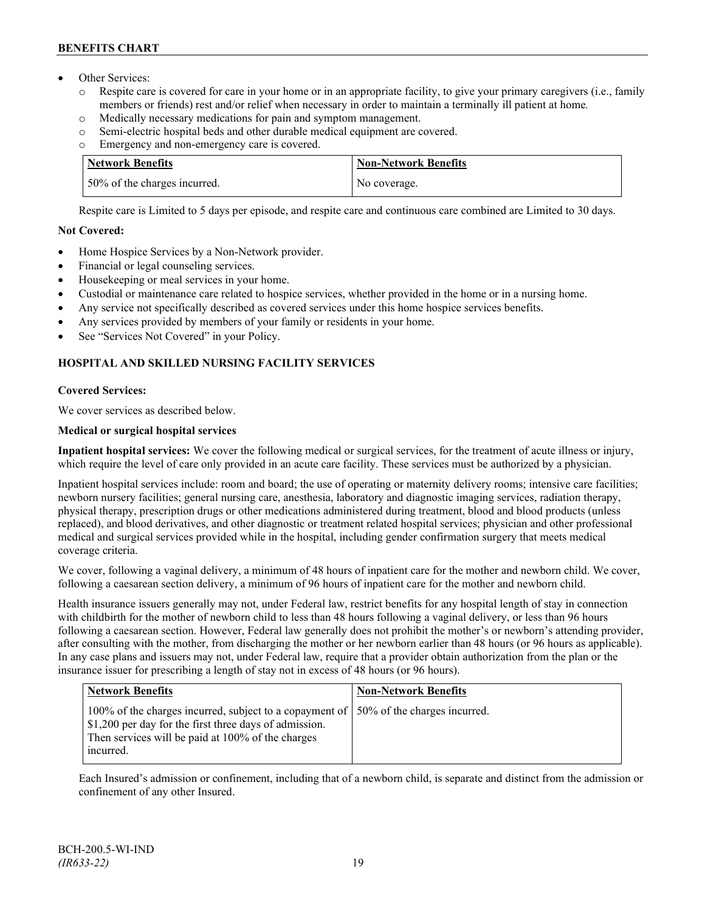- Other Services:
  - Respite care is covered for care in your home or in an appropriate facility, to give your primary caregivers (i.e., family members or friends) rest and/or relief when necessary in order to maintain a terminally ill patient at home.
  - Medically necessary medications for pain and symptom management.
  - Semi-electric hospital beds and other durable medical equipment are covered.
  - Emergency and non-emergency care is covered.

| Network Benefits | Non-Network Benefits |
|---|---|
| 50% of the charges incurred. | No coverage. |

Respite care is Limited to 5 days per episode, and respite care and continuous care combined are Limited to 30 days.

**Not Covered:**

- Home Hospice Services by a Non-Network provider.
- Financial or legal counseling services.
- Housekeeping or meal services in your home.
- Custodial or maintenance care related to hospice services, whether provided in the home or in a nursing home.
- Any service not specifically described as covered services under this home hospice services benefits.
- Any services provided by members of your family or residents in your home.
- See "Services Not Covered" in your Policy.

### HOSPITAL AND SKILLED NURSING FACILITY SERVICES

**Covered Services:**

We cover services as described below.

**Medical or surgical hospital services**

**Inpatient hospital services:** We cover the following medical or surgical services, for the treatment of acute illness or injury, which require the level of care only provided in an acute care facility. These services must be authorized by a physician.

Inpatient hospital services include: room and board; the use of operating or maternity delivery rooms; intensive care facilities; newborn nursery facilities; general nursing care, anesthesia, laboratory and diagnostic imaging services, radiation therapy, physical therapy, prescription drugs or other medications administered during treatment, blood and blood products (unless replaced), and blood derivatives, and other diagnostic or treatment related hospital services; physician and other professional medical and surgical services provided while in the hospital, including gender confirmation surgery that meets medical coverage criteria.

We cover, following a vaginal delivery, a minimum of 48 hours of inpatient care for the mother and newborn child. We cover, following a caesarean section delivery, a minimum of 96 hours of inpatient care for the mother and newborn child.

Health insurance issuers generally may not, under Federal law, restrict benefits for any hospital length of stay in connection with childbirth for the mother of newborn child to less than 48 hours following a vaginal delivery, or less than 96 hours following a caesarean section. However, Federal law generally does not prohibit the mother's or newborn's attending provider, after consulting with the mother, from discharging the mother or her newborn earlier than 48 hours (or 96 hours as applicable). In any case plans and issuers may not, under Federal law, require that a provider obtain authorization from the plan or the insurance issuer for prescribing a length of stay not in excess of 48 hours (or 96 hours).

| Network Benefits | Non-Network Benefits |
|---|---|
| 100% of the charges incurred, subject to a copayment of $1,200 per day for the first three days of admission. Then services will be paid at 100% of the charges incurred. | 50% of the charges incurred. |

Each Insured's admission or confinement, including that of a newborn child, is separate and distinct from the admission or confinement of any other Insured.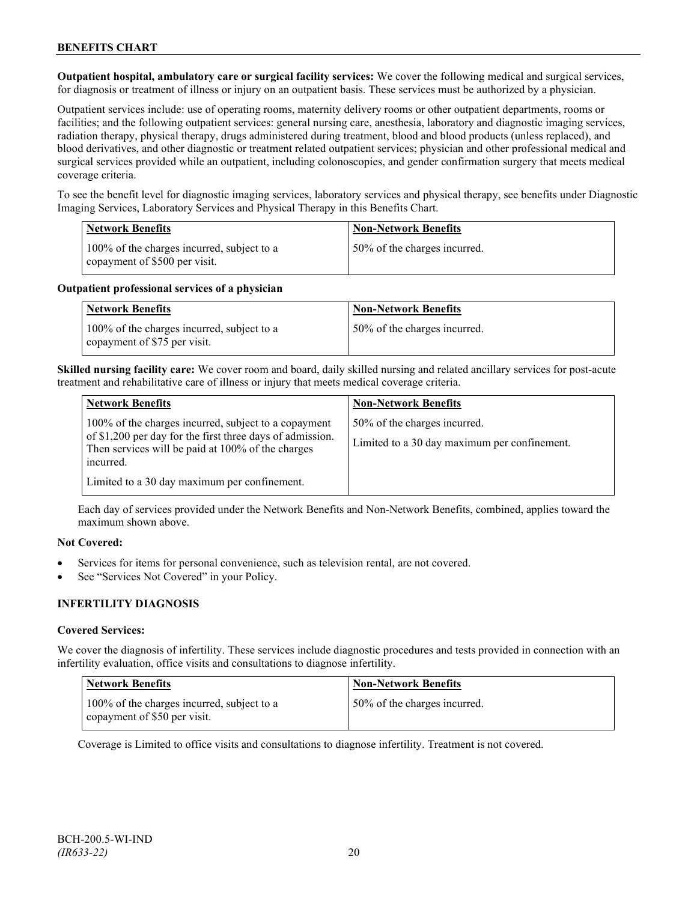**Outpatient hospital, ambulatory care or surgical facility services:** We cover the following medical and surgical services, for diagnosis or treatment of illness or injury on an outpatient basis. These services must be authorized by a physician.

Outpatient services include: use of operating rooms, maternity delivery rooms or other outpatient departments, rooms or facilities; and the following outpatient services: general nursing care, anesthesia, laboratory and diagnostic imaging services, radiation therapy, physical therapy, drugs administered during treatment, blood and blood products (unless replaced), and blood derivatives, and other diagnostic or treatment related outpatient services; physician and other professional medical and surgical services provided while an outpatient, including colonoscopies, and gender confirmation surgery that meets medical coverage criteria.

To see the benefit level for diagnostic imaging services, laboratory services and physical therapy, see benefits under Diagnostic Imaging Services, Laboratory Services and Physical Therapy in this Benefits Chart.

| Network Benefits | Non-Network Benefits |
|---|---|
| 100% of the charges incurred, subject to a copayment of $500 per visit. | 50% of the charges incurred. |

**Outpatient professional services of a physician**

| Network Benefits | Non-Network Benefits |
|---|---|
| 100% of the charges incurred, subject to a copayment of $75 per visit. | 50% of the charges incurred. |

**Skilled nursing facility care:** We cover room and board, daily skilled nursing and related ancillary services for post-acute treatment and rehabilitative care of illness or injury that meets medical coverage criteria.

| Network Benefits | Non-Network Benefits |
|---|---|
| 100% of the charges incurred, subject to a copayment of $1,200 per day for the first three days of admission. Then services will be paid at 100% of the charges incurred.<br><br>Limited to a 30 day maximum per confinement. | 50% of the charges incurred.<br><br>Limited to a 30 day maximum per confinement. |

Each day of services provided under the Network Benefits and Non-Network Benefits, combined, applies toward the maximum shown above.

**Not Covered:**

- Services for items for personal convenience, such as television rental, are not covered.
- See "Services Not Covered" in your Policy.

### INFERTILITY DIAGNOSIS

**Covered Services:**

We cover the diagnosis of infertility. These services include diagnostic procedures and tests provided in connection with an infertility evaluation, office visits and consultations to diagnose infertility.

| Network Benefits | Non-Network Benefits |
|---|---|
| 100% of the charges incurred, subject to a copayment of $50 per visit. | 50% of the charges incurred. |

Coverage is Limited to office visits and consultations to diagnose infertility. Treatment is not covered.

BCH-200.5-WI-IND
*(IR633-22)*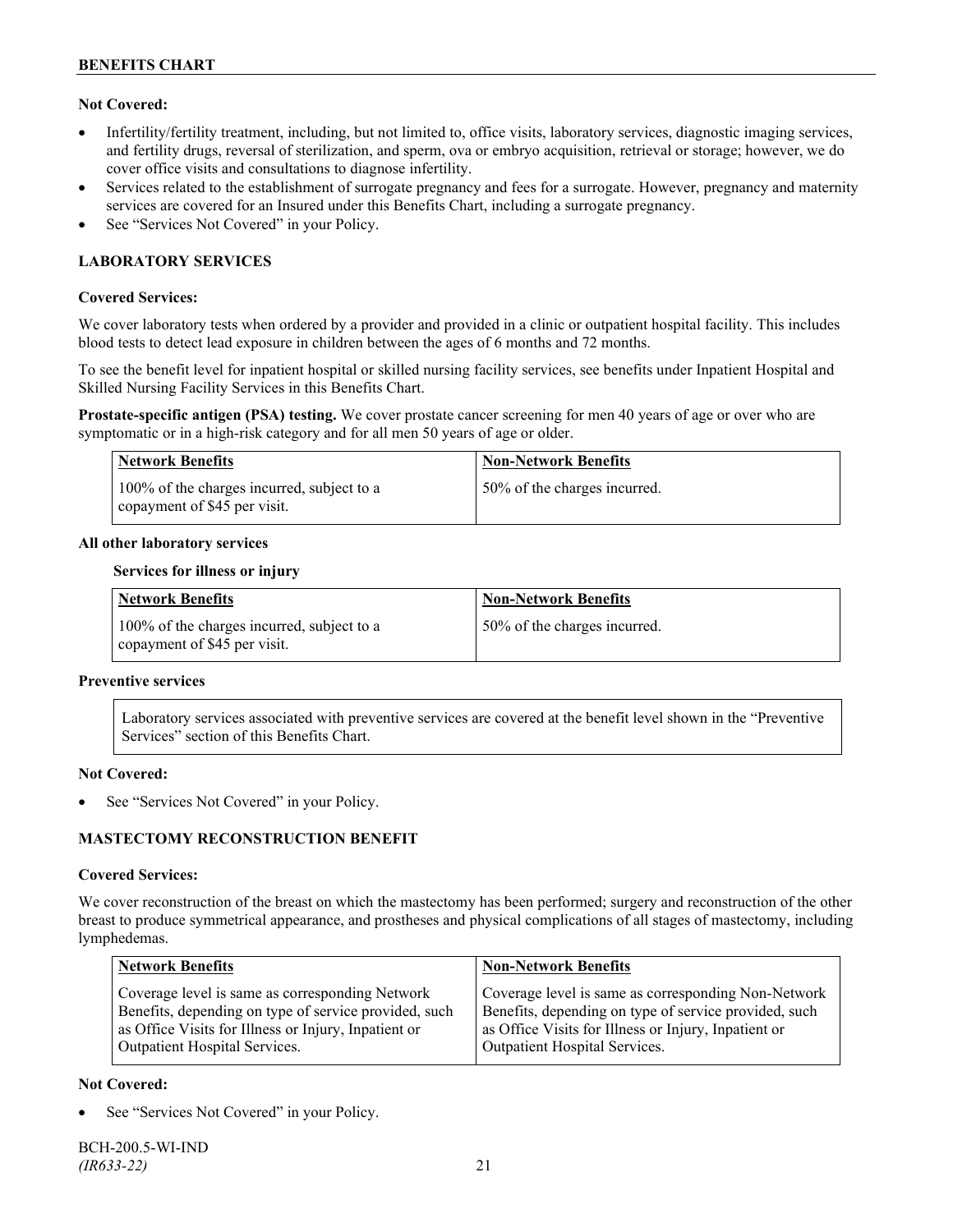**Not Covered:**

- Infertility/fertility treatment, including, but not limited to, office visits, laboratory services, diagnostic imaging services, and fertility drugs, reversal of sterilization, and sperm, ova or embryo acquisition, retrieval or storage; however, we do cover office visits and consultations to diagnose infertility.
- Services related to the establishment of surrogate pregnancy and fees for a surrogate. However, pregnancy and maternity services are covered for an Insured under this Benefits Chart, including a surrogate pregnancy.
- See "Services Not Covered" in your Policy.

## LABORATORY SERVICES

**Covered Services:**

We cover laboratory tests when ordered by a provider and provided in a clinic or outpatient hospital facility. This includes blood tests to detect lead exposure in children between the ages of 6 months and 72 months.

To see the benefit level for inpatient hospital or skilled nursing facility services, see benefits under Inpatient Hospital and Skilled Nursing Facility Services in this Benefits Chart.

**Prostate-specific antigen (PSA) testing.** We cover prostate cancer screening for men 40 years of age or over who are symptomatic or in a high-risk category and for all men 50 years of age or older.

| Network Benefits | Non-Network Benefits |
| --- | --- |
| 100% of the charges incurred, subject to a copayment of $45 per visit. | 50% of the charges incurred. |

**All other laboratory services**

**Services for illness or injury**

| Network Benefits | Non-Network Benefits |
| --- | --- |
| 100% of the charges incurred, subject to a copayment of $45 per visit. | 50% of the charges incurred. |

**Preventive services**

Laboratory services associated with preventive services are covered at the benefit level shown in the "Preventive Services" section of this Benefits Chart.

**Not Covered:**

- See "Services Not Covered" in your Policy.

## MASTECTOMY RECONSTRUCTION BENEFIT

**Covered Services:**

We cover reconstruction of the breast on which the mastectomy has been performed; surgery and reconstruction of the other breast to produce symmetrical appearance, and prostheses and physical complications of all stages of mastectomy, including lymphedemas.

| Network Benefits | Non-Network Benefits |
| --- | --- |
| Coverage level is same as corresponding Network Benefits, depending on type of service provided, such as Office Visits for Illness or Injury, Inpatient or Outpatient Hospital Services. | Coverage level is same as corresponding Non-Network Benefits, depending on type of service provided, such as Office Visits for Illness or Injury, Inpatient or Outpatient Hospital Services. |

**Not Covered:**

- See "Services Not Covered" in your Policy.

BCH-200.5-WI-IND
*(IR633-22)*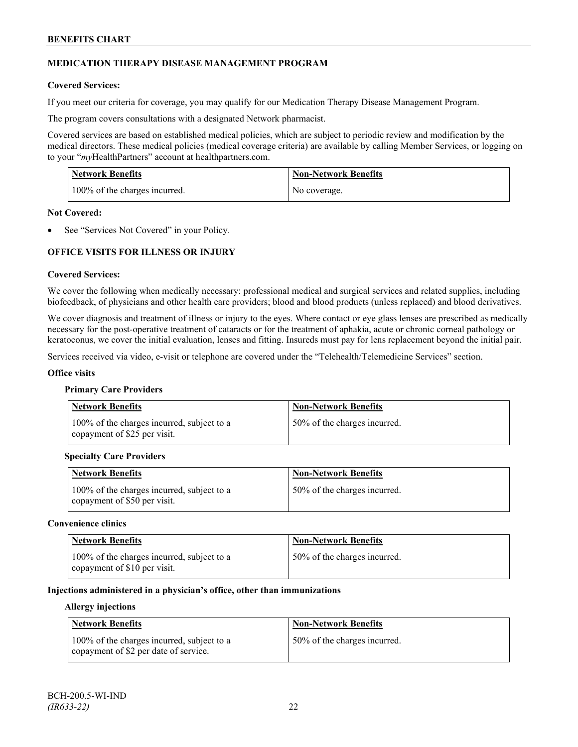## MEDICATION THERAPY DISEASE MANAGEMENT PROGRAM

**Covered Services:**

If you meet our criteria for coverage, you may qualify for our Medication Therapy Disease Management Program.

The program covers consultations with a designated Network pharmacist.

Covered services are based on established medical policies, which are subject to periodic review and modification by the medical directors. These medical policies (medical coverage criteria) are available by calling Member Services, or logging on to your "*my*HealthPartners" account at healthpartners.com.

| Network Benefits | Non-Network Benefits |
|---|---|
| 100% of the charges incurred. | No coverage. |

**Not Covered:**

- See "Services Not Covered" in your Policy.

## OFFICE VISITS FOR ILLNESS OR INJURY

**Covered Services:**

We cover the following when medically necessary: professional medical and surgical services and related supplies, including biofeedback, of physicians and other health care providers; blood and blood products (unless replaced) and blood derivatives.

We cover diagnosis and treatment of illness or injury to the eyes. Where contact or eye glass lenses are prescribed as medically necessary for the post-operative treatment of cataracts or for the treatment of aphakia, acute or chronic corneal pathology or keratoconus, we cover the initial evaluation, lenses and fitting. Insureds must pay for lens replacement beyond the initial pair.

Services received via video, e-visit or telephone are covered under the "Telehealth/Telemedicine Services" section.

**Office visits**

**Primary Care Providers**

| Network Benefits | Non-Network Benefits |
|---|---|
| 100% of the charges incurred, subject to a copayment of $25 per visit. | 50% of the charges incurred. |

**Specialty Care Providers**

| Network Benefits | Non-Network Benefits |
|---|---|
| 100% of the charges incurred, subject to a copayment of $50 per visit. | 50% of the charges incurred. |

**Convenience clinics**

| Network Benefits | Non-Network Benefits |
|---|---|
| 100% of the charges incurred, subject to a copayment of $10 per visit. | 50% of the charges incurred. |

**Injections administered in a physician's office, other than immunizations**

**Allergy injections**

| Network Benefits | Non-Network Benefits |
|---|---|
| 100% of the charges incurred, subject to a copayment of $2 per date of service. | 50% of the charges incurred. |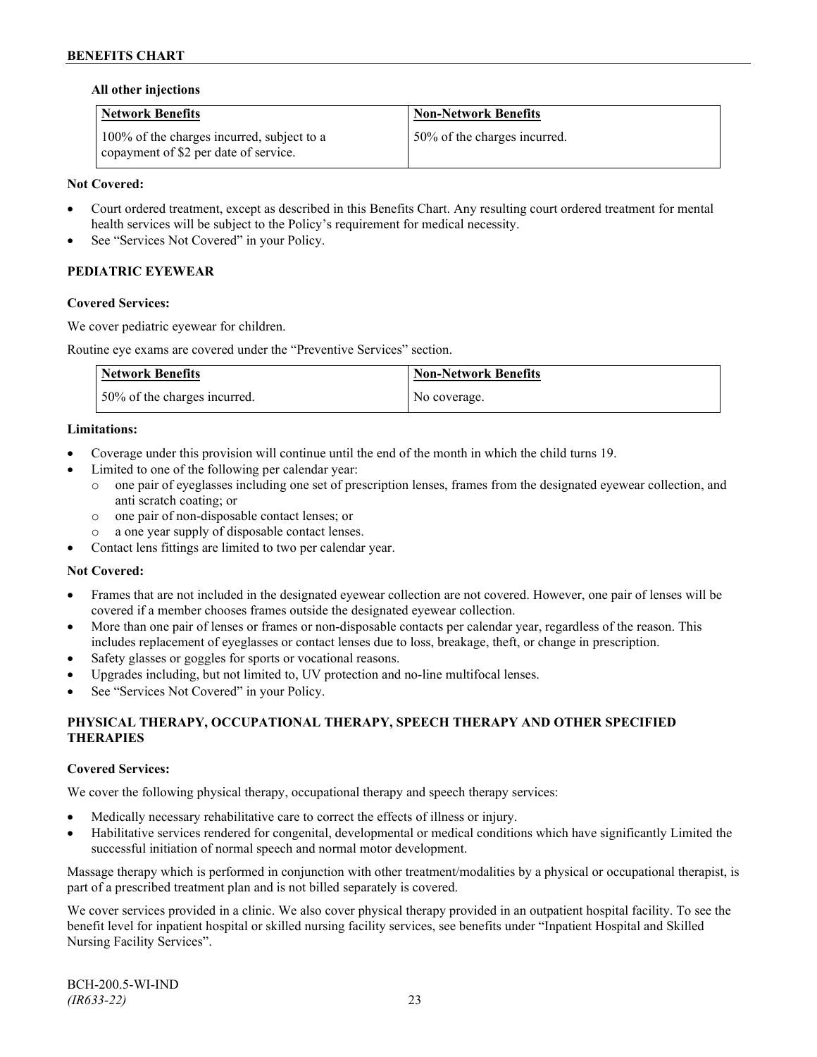**All other injections**

| Network Benefits | Non-Network Benefits |
|---|---|
| 100% of the charges incurred, subject to a copayment of $2 per date of service. | 50% of the charges incurred. |

**Not Covered:**

- Court ordered treatment, except as described in this Benefits Chart. Any resulting court ordered treatment for mental health services will be subject to the Policy's requirement for medical necessity.
- See "Services Not Covered" in your Policy.

**PEDIATRIC EYEWEAR**

**Covered Services:**

We cover pediatric eyewear for children.

Routine eye exams are covered under the "Preventive Services" section.

| Network Benefits | Non-Network Benefits |
|---|---|
| 50% of the charges incurred. | No coverage. |

**Limitations:**

- Coverage under this provision will continue until the end of the month in which the child turns 19.
- Limited to one of the following per calendar year:
  - one pair of eyeglasses including one set of prescription lenses, frames from the designated eyewear collection, and anti scratch coating; or
  - one pair of non-disposable contact lenses; or
  - a one year supply of disposable contact lenses.
- Contact lens fittings are limited to two per calendar year.

**Not Covered:**

- Frames that are not included in the designated eyewear collection are not covered. However, one pair of lenses will be covered if a member chooses frames outside the designated eyewear collection.
- More than one pair of lenses or frames or non-disposable contacts per calendar year, regardless of the reason. This includes replacement of eyeglasses or contact lenses due to loss, breakage, theft, or change in prescription.
- Safety glasses or goggles for sports or vocational reasons.
- Upgrades including, but not limited to, UV protection and no-line multifocal lenses.
- See "Services Not Covered" in your Policy.

**PHYSICAL THERAPY, OCCUPATIONAL THERAPY, SPEECH THERAPY AND OTHER SPECIFIED THERAPIES**

**Covered Services:**

We cover the following physical therapy, occupational therapy and speech therapy services:

- Medically necessary rehabilitative care to correct the effects of illness or injury.
- Habilitative services rendered for congenital, developmental or medical conditions which have significantly Limited the successful initiation of normal speech and normal motor development.

Massage therapy which is performed in conjunction with other treatment/modalities by a physical or occupational therapist, is part of a prescribed treatment plan and is not billed separately is covered.

We cover services provided in a clinic. We also cover physical therapy provided in an outpatient hospital facility. To see the benefit level for inpatient hospital or skilled nursing facility services, see benefits under "Inpatient Hospital and Skilled Nursing Facility Services".

BCH-200.5-WI-IND
*(IR633-22)*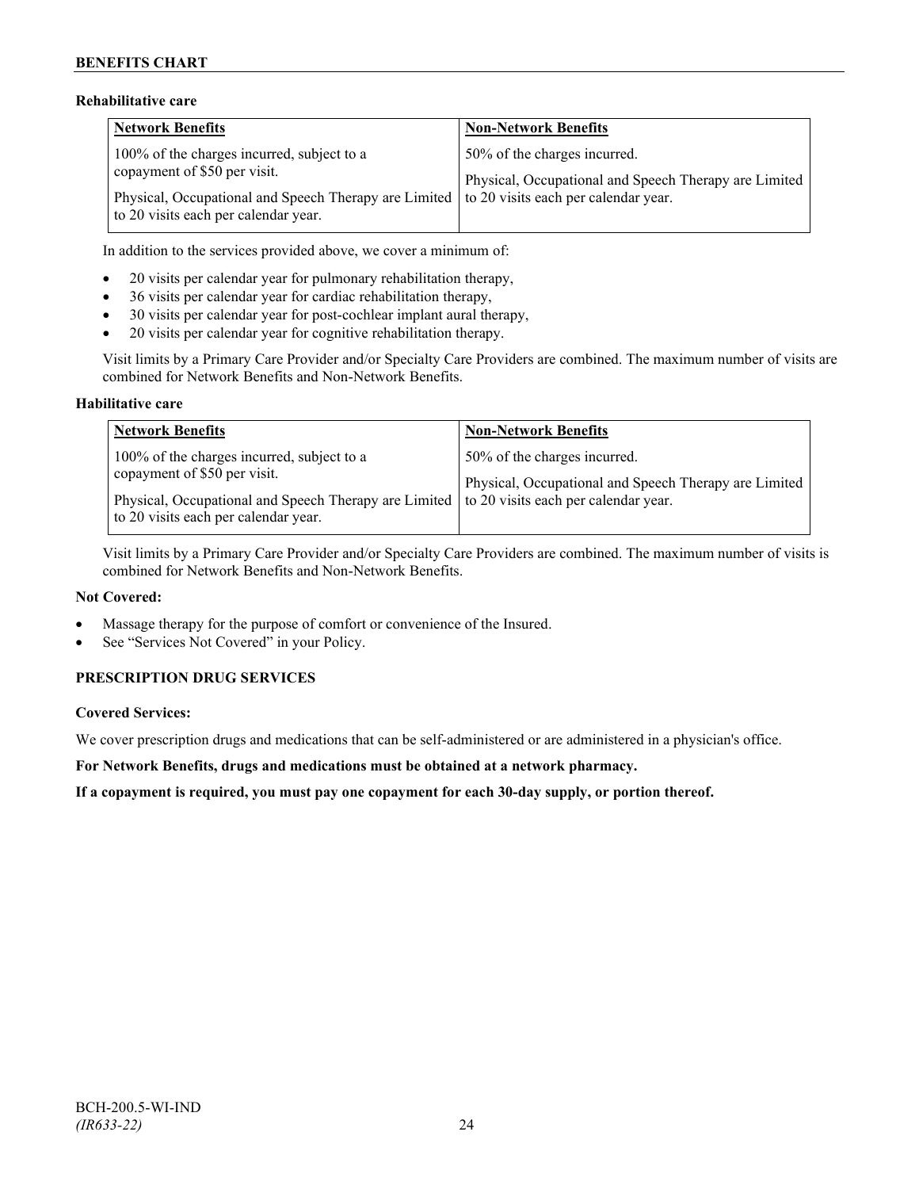**Rehabilitative care**

| Network Benefits | Non-Network Benefits |
|---|---|
| 100% of the charges incurred, subject to a copayment of $50 per visit.<br><br>Physical, Occupational and Speech Therapy are Limited to 20 visits each per calendar year. | 50% of the charges incurred.<br><br>Physical, Occupational and Speech Therapy are Limited to 20 visits each per calendar year. |

In addition to the services provided above, we cover a minimum of:

- 20 visits per calendar year for pulmonary rehabilitation therapy,
- 36 visits per calendar year for cardiac rehabilitation therapy,
- 30 visits per calendar year for post-cochlear implant aural therapy,
- 20 visits per calendar year for cognitive rehabilitation therapy.

Visit limits by a Primary Care Provider and/or Specialty Care Providers are combined. The maximum number of visits are combined for Network Benefits and Non-Network Benefits.

**Habilitative care**

| Network Benefits | Non-Network Benefits |
|---|---|
| 100% of the charges incurred, subject to a copayment of $50 per visit.<br><br>Physical, Occupational and Speech Therapy are Limited to 20 visits each per calendar year. | 50% of the charges incurred.<br><br>Physical, Occupational and Speech Therapy are Limited to 20 visits each per calendar year. |

Visit limits by a Primary Care Provider and/or Specialty Care Providers are combined. The maximum number of visits is combined for Network Benefits and Non-Network Benefits.

**Not Covered:**

- Massage therapy for the purpose of comfort or convenience of the Insured.
- See "Services Not Covered" in your Policy.

## PRESCRIPTION DRUG SERVICES

**Covered Services:**

We cover prescription drugs and medications that can be self-administered or are administered in a physician's office.

**For Network Benefits, drugs and medications must be obtained at a network pharmacy.**

**If a copayment is required, you must pay one copayment for each 30-day supply, or portion thereof.**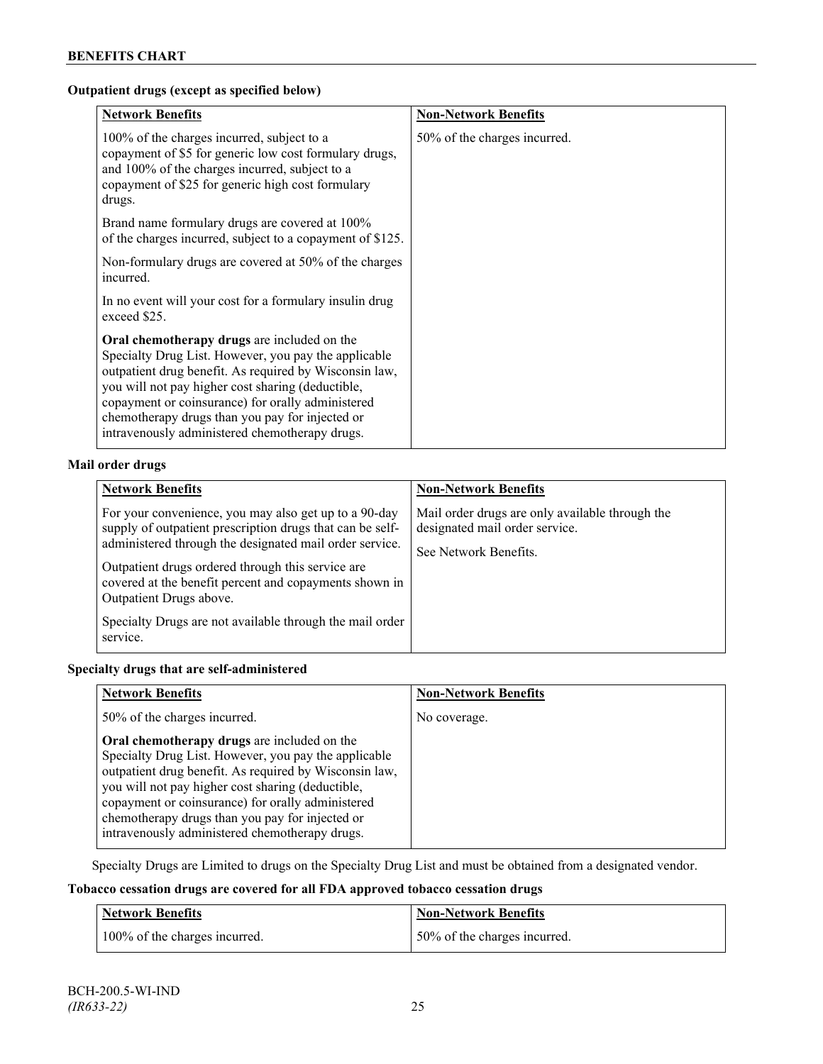**Outpatient drugs (except as specified below)**

| Network Benefits | Non-Network Benefits |
|---|---|
| 100% of the charges incurred, subject to a copayment of $5 for generic low cost formulary drugs, and 100% of the charges incurred, subject to a copayment of $25 for generic high cost formulary drugs.<br><br>Brand name formulary drugs are covered at 100% of the charges incurred, subject to a copayment of $125.<br><br>Non-formulary drugs are covered at 50% of the charges incurred.<br><br>In no event will your cost for a formulary insulin drug exceed $25.<br><br>**Oral chemotherapy drugs** are included on the Specialty Drug List. However, you pay the applicable outpatient drug benefit. As required by Wisconsin law, you will not pay higher cost sharing (deductible, copayment or coinsurance) for orally administered chemotherapy drugs than you pay for injected or intravenously administered chemotherapy drugs. | 50% of the charges incurred. |

**Mail order drugs**

| Network Benefits | Non-Network Benefits |
|---|---|
| For your convenience, you may also get up to a 90-day supply of outpatient prescription drugs that can be self-administered through the designated mail order service.<br><br>Outpatient drugs ordered through this service are covered at the benefit percent and copayments shown in Outpatient Drugs above.<br><br>Specialty Drugs are not available through the mail order service. | Mail order drugs are only available through the designated mail order service.<br><br>See Network Benefits. |

**Specialty drugs that are self-administered**

| Network Benefits | Non-Network Benefits |
|---|---|
| 50% of the charges incurred.<br><br>**Oral chemotherapy drugs** are included on the Specialty Drug List. However, you pay the applicable outpatient drug benefit. As required by Wisconsin law, you will not pay higher cost sharing (deductible, copayment or coinsurance) for orally administered chemotherapy drugs than you pay for injected or intravenously administered chemotherapy drugs. | No coverage. |

Specialty Drugs are Limited to drugs on the Specialty Drug List and must be obtained from a designated vendor.

**Tobacco cessation drugs are covered for all FDA approved tobacco cessation drugs**

| Network Benefits | Non-Network Benefits |
|---|---|
| 100% of the charges incurred. | 50% of the charges incurred. |

BCH-200.5-WI-IND
*(IR633-22)*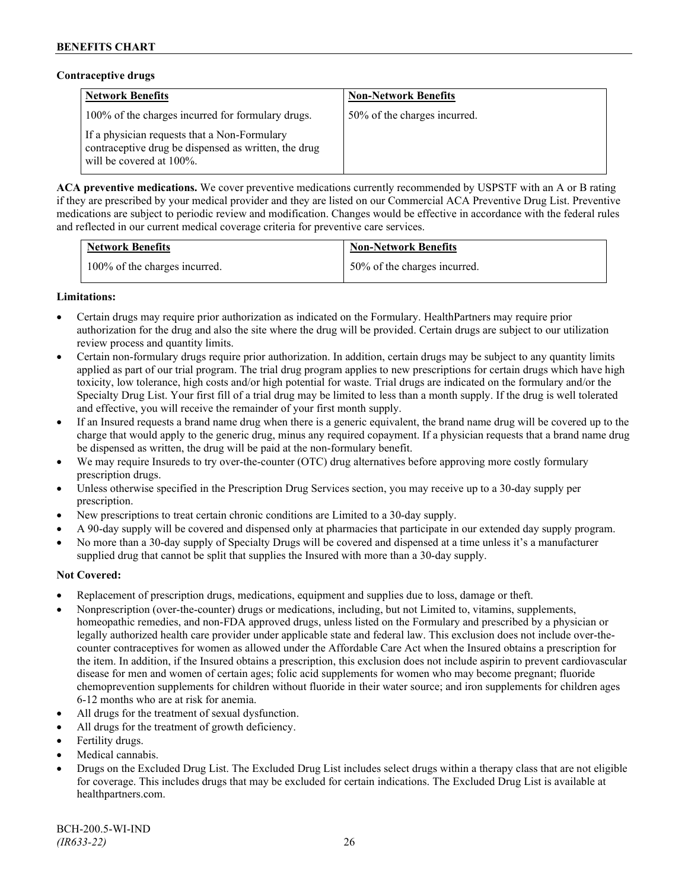**Contraceptive drugs**

| Network Benefits | Non-Network Benefits |
| --- | --- |
| 100% of the charges incurred for formulary drugs.<br><br>If a physician requests that a Non-Formulary contraceptive drug be dispensed as written, the drug will be covered at 100%. | 50% of the charges incurred. |

**ACA preventive medications.** We cover preventive medications currently recommended by USPSTF with an A or B rating if they are prescribed by your medical provider and they are listed on our Commercial ACA Preventive Drug List. Preventive medications are subject to periodic review and modification. Changes would be effective in accordance with the federal rules and reflected in our current medical coverage criteria for preventive care services.

| Network Benefits | Non-Network Benefits |
| --- | --- |
| 100% of the charges incurred. | 50% of the charges incurred. |

**Limitations:**

- Certain drugs may require prior authorization as indicated on the Formulary. HealthPartners may require prior authorization for the drug and also the site where the drug will be provided. Certain drugs are subject to our utilization review process and quantity limits.
- Certain non-formulary drugs require prior authorization. In addition, certain drugs may be subject to any quantity limits applied as part of our trial program. The trial drug program applies to new prescriptions for certain drugs which have high toxicity, low tolerance, high costs and/or high potential for waste. Trial drugs are indicated on the formulary and/or the Specialty Drug List. Your first fill of a trial drug may be limited to less than a month supply. If the drug is well tolerated and effective, you will receive the remainder of your first month supply.
- If an Insured requests a brand name drug when there is a generic equivalent, the brand name drug will be covered up to the charge that would apply to the generic drug, minus any required copayment. If a physician requests that a brand name drug be dispensed as written, the drug will be paid at the non-formulary benefit.
- We may require Insureds to try over-the-counter (OTC) drug alternatives before approving more costly formulary prescription drugs.
- Unless otherwise specified in the Prescription Drug Services section, you may receive up to a 30-day supply per prescription.
- New prescriptions to treat certain chronic conditions are Limited to a 30-day supply.
- A 90-day supply will be covered and dispensed only at pharmacies that participate in our extended day supply program.
- No more than a 30-day supply of Specialty Drugs will be covered and dispensed at a time unless it's a manufacturer supplied drug that cannot be split that supplies the Insured with more than a 30-day supply.

**Not Covered:**

- Replacement of prescription drugs, medications, equipment and supplies due to loss, damage or theft.
- Nonprescription (over-the-counter) drugs or medications, including, but not Limited to, vitamins, supplements, homeopathic remedies, and non-FDA approved drugs, unless listed on the Formulary and prescribed by a physician or legally authorized health care provider under applicable state and federal law. This exclusion does not include over-the-counter contraceptives for women as allowed under the Affordable Care Act when the Insured obtains a prescription for the item. In addition, if the Insured obtains a prescription, this exclusion does not include aspirin to prevent cardiovascular disease for men and women of certain ages; folic acid supplements for women who may become pregnant; fluoride chemoprevention supplements for children without fluoride in their water source; and iron supplements for children ages 6-12 months who are at risk for anemia.
- All drugs for the treatment of sexual dysfunction.
- All drugs for the treatment of growth deficiency.
- Fertility drugs.
- Medical cannabis.
- Drugs on the Excluded Drug List. The Excluded Drug List includes select drugs within a therapy class that are not eligible for coverage. This includes drugs that may be excluded for certain indications. The Excluded Drug List is available at healthpartners.com.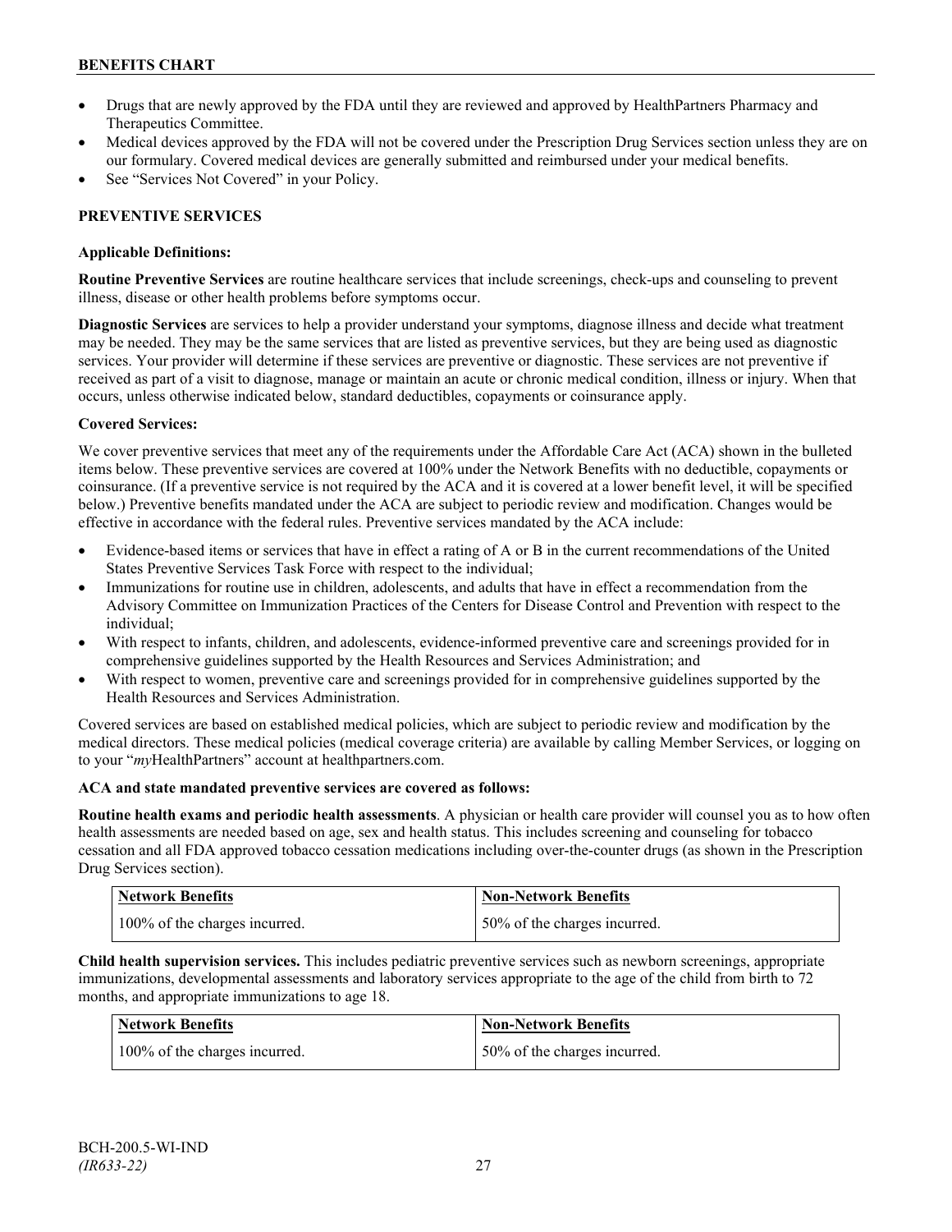- Drugs that are newly approved by the FDA until they are reviewed and approved by HealthPartners Pharmacy and Therapeutics Committee.
- Medical devices approved by the FDA will not be covered under the Prescription Drug Services section unless they are on our formulary. Covered medical devices are generally submitted and reimbursed under your medical benefits.
- See "Services Not Covered" in your Policy.

## PREVENTIVE SERVICES

### Applicable Definitions:

**Routine Preventive Services** are routine healthcare services that include screenings, check-ups and counseling to prevent illness, disease or other health problems before symptoms occur.

**Diagnostic Services** are services to help a provider understand your symptoms, diagnose illness and decide what treatment may be needed. They may be the same services that are listed as preventive services, but they are being used as diagnostic services. Your provider will determine if these services are preventive or diagnostic. These services are not preventive if received as part of a visit to diagnose, manage or maintain an acute or chronic medical condition, illness or injury. When that occurs, unless otherwise indicated below, standard deductibles, copayments or coinsurance apply.

### Covered Services:

We cover preventive services that meet any of the requirements under the Affordable Care Act (ACA) shown in the bulleted items below. These preventive services are covered at 100% under the Network Benefits with no deductible, copayments or coinsurance. (If a preventive service is not required by the ACA and it is covered at a lower benefit level, it will be specified below.) Preventive benefits mandated under the ACA are subject to periodic review and modification. Changes would be effective in accordance with the federal rules. Preventive services mandated by the ACA include:

- Evidence-based items or services that have in effect a rating of A or B in the current recommendations of the United States Preventive Services Task Force with respect to the individual;
- Immunizations for routine use in children, adolescents, and adults that have in effect a recommendation from the Advisory Committee on Immunization Practices of the Centers for Disease Control and Prevention with respect to the individual;
- With respect to infants, children, and adolescents, evidence-informed preventive care and screenings provided for in comprehensive guidelines supported by the Health Resources and Services Administration; and
- With respect to women, preventive care and screenings provided for in comprehensive guidelines supported by the Health Resources and Services Administration.

Covered services are based on established medical policies, which are subject to periodic review and modification by the medical directors. These medical policies (medical coverage criteria) are available by calling Member Services, or logging on to your "*my*HealthPartners" account at healthpartners.com.

**ACA and state mandated preventive services are covered as follows:**

**Routine health exams and periodic health assessments**. A physician or health care provider will counsel you as to how often health assessments are needed based on age, sex and health status. This includes screening and counseling for tobacco cessation and all FDA approved tobacco cessation medications including over-the-counter drugs (as shown in the Prescription Drug Services section).

| Network Benefits | Non-Network Benefits |
| --- | --- |
| 100% of the charges incurred. | 50% of the charges incurred. |

**Child health supervision services.** This includes pediatric preventive services such as newborn screenings, appropriate immunizations, developmental assessments and laboratory services appropriate to the age of the child from birth to 72 months, and appropriate immunizations to age 18.

| Network Benefits | Non-Network Benefits |
| --- | --- |
| 100% of the charges incurred. | 50% of the charges incurred. |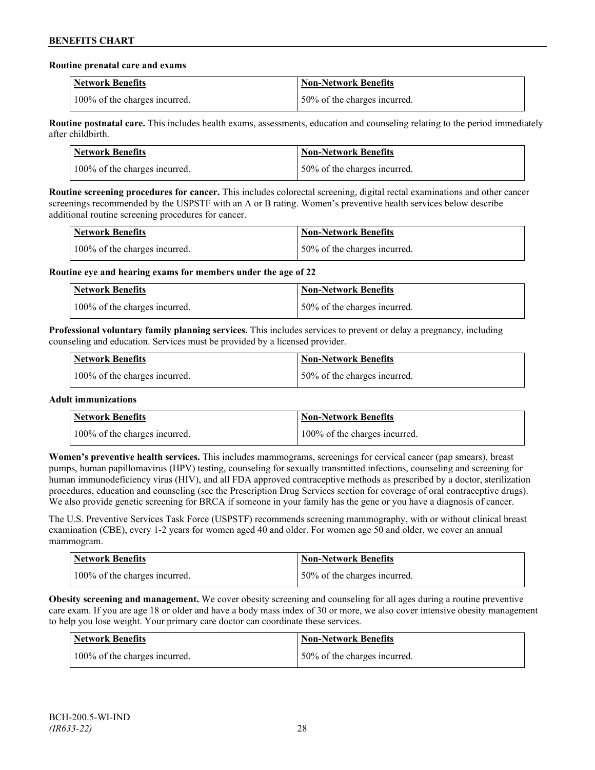**Routine prenatal care and exams**

| Network Benefits | Non-Network Benefits |
|---|---|
| 100% of the charges incurred. | 50% of the charges incurred. |

**Routine postnatal care.** This includes health exams, assessments, education and counseling relating to the period immediately after childbirth.

| Network Benefits | Non-Network Benefits |
|---|---|
| 100% of the charges incurred. | 50% of the charges incurred. |

**Routine screening procedures for cancer.** This includes colorectal screening, digital rectal examinations and other cancer screenings recommended by the USPSTF with an A or B rating. Women's preventive health services below describe additional routine screening procedures for cancer.

| Network Benefits | Non-Network Benefits |
|---|---|
| 100% of the charges incurred. | 50% of the charges incurred. |

**Routine eye and hearing exams for members under the age of 22**

| Network Benefits | Non-Network Benefits |
|---|---|
| 100% of the charges incurred. | 50% of the charges incurred. |

**Professional voluntary family planning services.** This includes services to prevent or delay a pregnancy, including counseling and education. Services must be provided by a licensed provider.

| Network Benefits | Non-Network Benefits |
|---|---|
| 100% of the charges incurred. | 50% of the charges incurred. |

**Adult immunizations**

| Network Benefits | Non-Network Benefits |
|---|---|
| 100% of the charges incurred. | 100% of the charges incurred. |

**Women's preventive health services.** This includes mammograms, screenings for cervical cancer (pap smears), breast pumps, human papillomavirus (HPV) testing, counseling for sexually transmitted infections, counseling and screening for human immunodeficiency virus (HIV), and all FDA approved contraceptive methods as prescribed by a doctor, sterilization procedures, education and counseling (see the Prescription Drug Services section for coverage of oral contraceptive drugs). We also provide genetic screening for BRCA if someone in your family has the gene or you have a diagnosis of cancer.

The U.S. Preventive Services Task Force (USPSTF) recommends screening mammography, with or without clinical breast examination (CBE), every 1-2 years for women aged 40 and older. For women age 50 and older, we cover an annual mammogram.

| Network Benefits | Non-Network Benefits |
|---|---|
| 100% of the charges incurred. | 50% of the charges incurred. |

**Obesity screening and management.** We cover obesity screening and counseling for all ages during a routine preventive care exam. If you are age 18 or older and have a body mass index of 30 or more, we also cover intensive obesity management to help you lose weight. Your primary care doctor can coordinate these services.

| Network Benefits | Non-Network Benefits |
|---|---|
| 100% of the charges incurred. | 50% of the charges incurred. |

BCH-200.5-WI-IND
*(IR633-22)*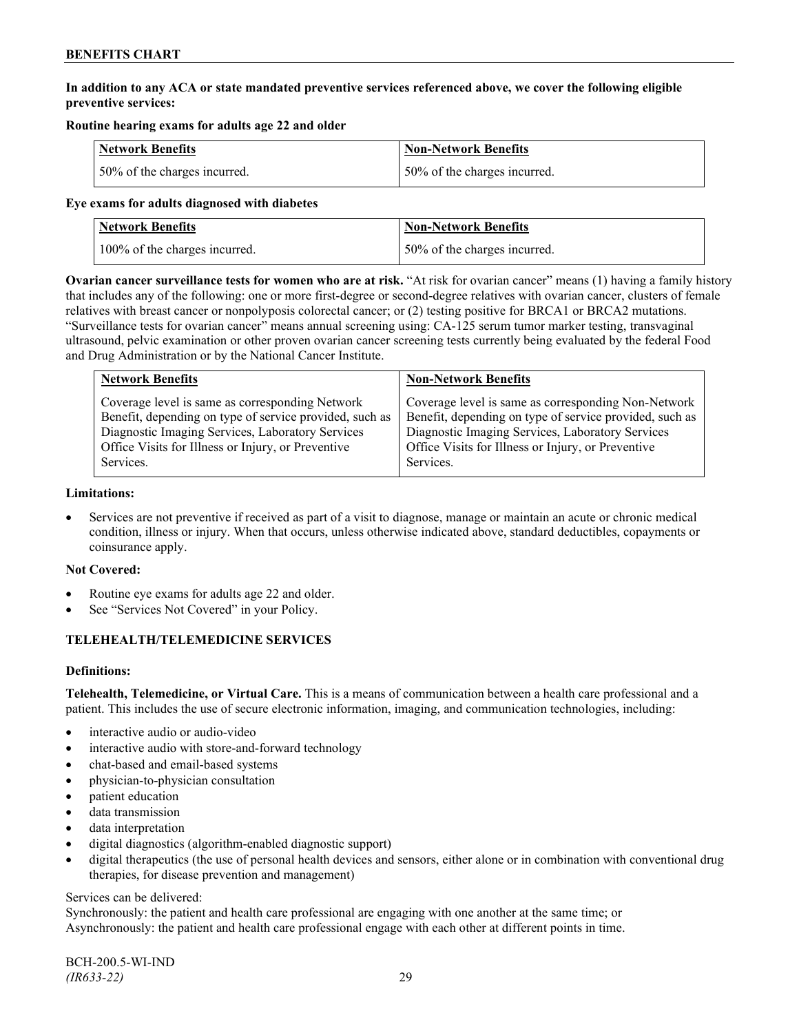**In addition to any ACA or state mandated preventive services referenced above, we cover the following eligible preventive services:**

**Routine hearing exams for adults age 22 and older**

| Network Benefits | Non-Network Benefits |
|---|---|
| 50% of the charges incurred. | 50% of the charges incurred. |

**Eye exams for adults diagnosed with diabetes**

| Network Benefits | Non-Network Benefits |
|---|---|
| 100% of the charges incurred. | 50% of the charges incurred. |

**Ovarian cancer surveillance tests for women who are at risk.** "At risk for ovarian cancer" means (1) having a family history that includes any of the following: one or more first-degree or second-degree relatives with ovarian cancer, clusters of female relatives with breast cancer or nonpolyposis colorectal cancer; or (2) testing positive for BRCA1 or BRCA2 mutations. "Surveillance tests for ovarian cancer" means annual screening using: CA-125 serum tumor marker testing, transvaginal ultrasound, pelvic examination or other proven ovarian cancer screening tests currently being evaluated by the federal Food and Drug Administration or by the National Cancer Institute.

| Network Benefits | Non-Network Benefits |
|---|---|
| Coverage level is same as corresponding Network Benefit, depending on type of service provided, such as Diagnostic Imaging Services, Laboratory Services Office Visits for Illness or Injury, or Preventive Services. | Coverage level is same as corresponding Non-Network Benefit, depending on type of service provided, such as Diagnostic Imaging Services, Laboratory Services Office Visits for Illness or Injury, or Preventive Services. |

**Limitations:**

- Services are not preventive if received as part of a visit to diagnose, manage or maintain an acute or chronic medical condition, illness or injury. When that occurs, unless otherwise indicated above, standard deductibles, copayments or coinsurance apply.

**Not Covered:**

- Routine eye exams for adults age 22 and older.
- See "Services Not Covered" in your Policy.

## TELEHEALTH/TELEMEDICINE SERVICES

**Definitions:**

**Telehealth, Telemedicine, or Virtual Care.** This is a means of communication between a health care professional and a patient. This includes the use of secure electronic information, imaging, and communication technologies, including:

- interactive audio or audio-video
- interactive audio with store-and-forward technology
- chat-based and email-based systems
- physician-to-physician consultation
- patient education
- data transmission
- data interpretation
- digital diagnostics (algorithm-enabled diagnostic support)
- digital therapeutics (the use of personal health devices and sensors, either alone or in combination with conventional drug therapies, for disease prevention and management)

Services can be delivered:
Synchronously: the patient and health care professional are engaging with one another at the same time; or
Asynchronously: the patient and health care professional engage with each other at different points in time.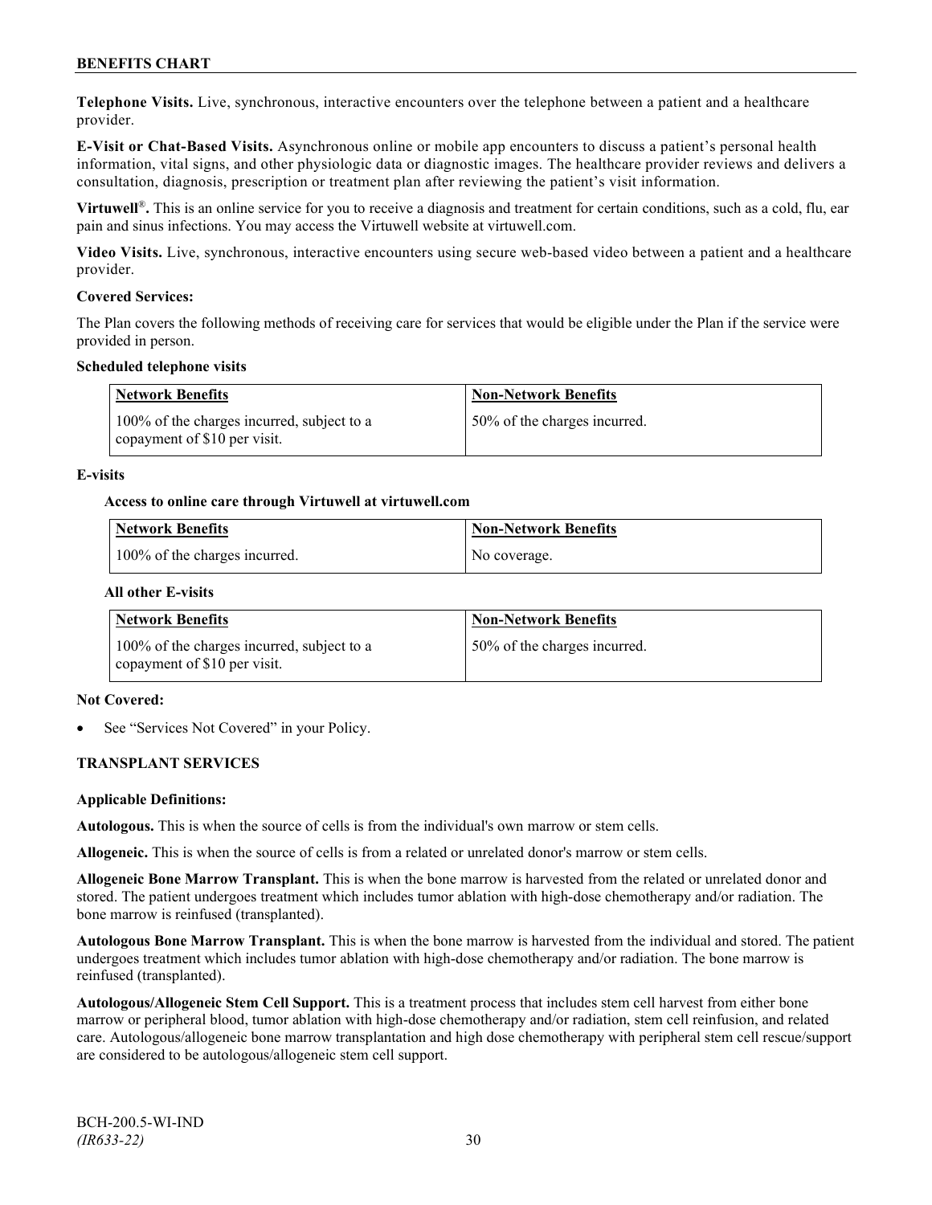**Telephone Visits.** Live, synchronous, interactive encounters over the telephone between a patient and a healthcare provider.

**E-Visit or Chat-Based Visits.** Asynchronous online or mobile app encounters to discuss a patient's personal health information, vital signs, and other physiologic data or diagnostic images. The healthcare provider reviews and delivers a consultation, diagnosis, prescription or treatment plan after reviewing the patient's visit information.

**Virtuwell®.** This is an online service for you to receive a diagnosis and treatment for certain conditions, such as a cold, flu, ear pain and sinus infections. You may access the Virtuwell website at virtuwell.com.

**Video Visits.** Live, synchronous, interactive encounters using secure web-based video between a patient and a healthcare provider.

**Covered Services:**

The Plan covers the following methods of receiving care for services that would be eligible under the Plan if the service were provided in person.

**Scheduled telephone visits**

| Network Benefits | Non-Network Benefits |
|---|---|
| 100% of the charges incurred, subject to a copayment of $10 per visit. | 50% of the charges incurred. |

**E-visits**

**Access to online care through Virtuwell at virtuwell.com**

| Network Benefits | Non-Network Benefits |
|---|---|
| 100% of the charges incurred. | No coverage. |

**All other E-visits**

| Network Benefits | Non-Network Benefits |
|---|---|
| 100% of the charges incurred, subject to a copayment of $10 per visit. | 50% of the charges incurred. |

**Not Covered:**

- See "Services Not Covered" in your Policy.

## TRANSPLANT SERVICES

**Applicable Definitions:**

**Autologous.** This is when the source of cells is from the individual's own marrow or stem cells.

**Allogeneic.** This is when the source of cells is from a related or unrelated donor's marrow or stem cells.

**Allogeneic Bone Marrow Transplant.** This is when the bone marrow is harvested from the related or unrelated donor and stored. The patient undergoes treatment which includes tumor ablation with high-dose chemotherapy and/or radiation. The bone marrow is reinfused (transplanted).

**Autologous Bone Marrow Transplant.** This is when the bone marrow is harvested from the individual and stored. The patient undergoes treatment which includes tumor ablation with high-dose chemotherapy and/or radiation. The bone marrow is reinfused (transplanted).

**Autologous/Allogeneic Stem Cell Support.** This is a treatment process that includes stem cell harvest from either bone marrow or peripheral blood, tumor ablation with high-dose chemotherapy and/or radiation, stem cell reinfusion, and related care. Autologous/allogeneic bone marrow transplantation and high dose chemotherapy with peripheral stem cell rescue/support are considered to be autologous/allogeneic stem cell support.

BCH-200.5-WI-IND
*(IR633-22)*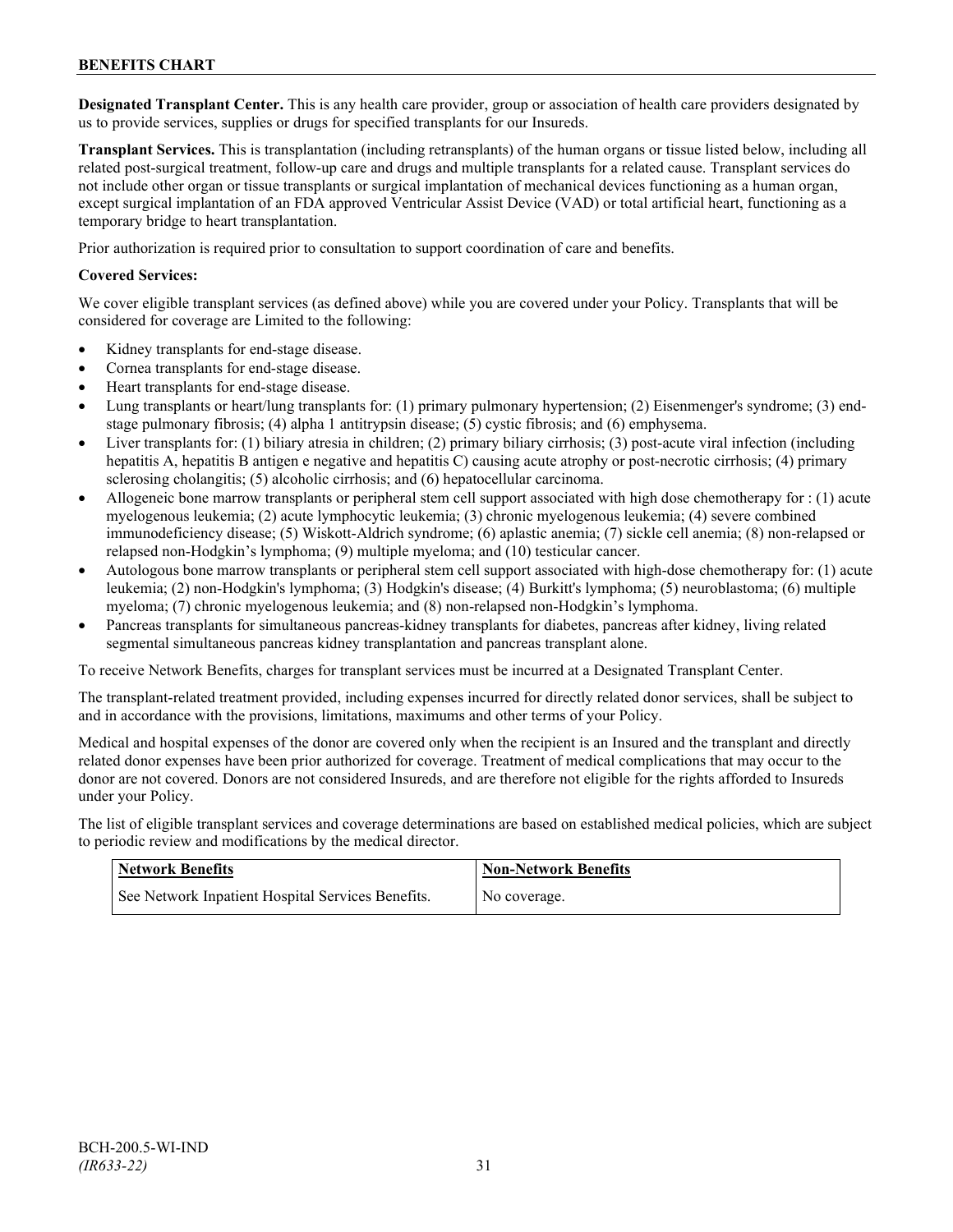**Designated Transplant Center.** This is any health care provider, group or association of health care providers designated by us to provide services, supplies or drugs for specified transplants for our Insureds.

**Transplant Services.** This is transplantation (including retransplants) of the human organs or tissue listed below, including all related post-surgical treatment, follow-up care and drugs and multiple transplants for a related cause. Transplant services do not include other organ or tissue transplants or surgical implantation of mechanical devices functioning as a human organ, except surgical implantation of an FDA approved Ventricular Assist Device (VAD) or total artificial heart, functioning as a temporary bridge to heart transplantation.

Prior authorization is required prior to consultation to support coordination of care and benefits.

**Covered Services:**

We cover eligible transplant services (as defined above) while you are covered under your Policy. Transplants that will be considered for coverage are Limited to the following:

- Kidney transplants for end-stage disease.
- Cornea transplants for end-stage disease.
- Heart transplants for end-stage disease.
- Lung transplants or heart/lung transplants for: (1) primary pulmonary hypertension; (2) Eisenmenger's syndrome; (3) end-stage pulmonary fibrosis; (4) alpha 1 antitrypsin disease; (5) cystic fibrosis; and (6) emphysema.
- Liver transplants for: (1) biliary atresia in children; (2) primary biliary cirrhosis; (3) post-acute viral infection (including hepatitis A, hepatitis B antigen e negative and hepatitis C) causing acute atrophy or post-necrotic cirrhosis; (4) primary sclerosing cholangitis; (5) alcoholic cirrhosis; and (6) hepatocellular carcinoma.
- Allogeneic bone marrow transplants or peripheral stem cell support associated with high dose chemotherapy for : (1) acute myelogenous leukemia; (2) acute lymphocytic leukemia; (3) chronic myelogenous leukemia; (4) severe combined immunodeficiency disease; (5) Wiskott-Aldrich syndrome; (6) aplastic anemia; (7) sickle cell anemia; (8) non-relapsed or relapsed non-Hodgkin's lymphoma; (9) multiple myeloma; and (10) testicular cancer.
- Autologous bone marrow transplants or peripheral stem cell support associated with high-dose chemotherapy for: (1) acute leukemia; (2) non-Hodgkin's lymphoma; (3) Hodgkin's disease; (4) Burkitt's lymphoma; (5) neuroblastoma; (6) multiple myeloma; (7) chronic myelogenous leukemia; and (8) non-relapsed non-Hodgkin's lymphoma.
- Pancreas transplants for simultaneous pancreas-kidney transplants for diabetes, pancreas after kidney, living related segmental simultaneous pancreas kidney transplantation and pancreas transplant alone.

To receive Network Benefits, charges for transplant services must be incurred at a Designated Transplant Center.

The transplant-related treatment provided, including expenses incurred for directly related donor services, shall be subject to and in accordance with the provisions, limitations, maximums and other terms of your Policy.

Medical and hospital expenses of the donor are covered only when the recipient is an Insured and the transplant and directly related donor expenses have been prior authorized for coverage. Treatment of medical complications that may occur to the donor are not covered. Donors are not considered Insureds, and are therefore not eligible for the rights afforded to Insureds under your Policy.

The list of eligible transplant services and coverage determinations are based on established medical policies, which are subject to periodic review and modifications by the medical director.

| Network Benefits | Non-Network Benefits |
|---|---|
| See Network Inpatient Hospital Services Benefits. | No coverage. |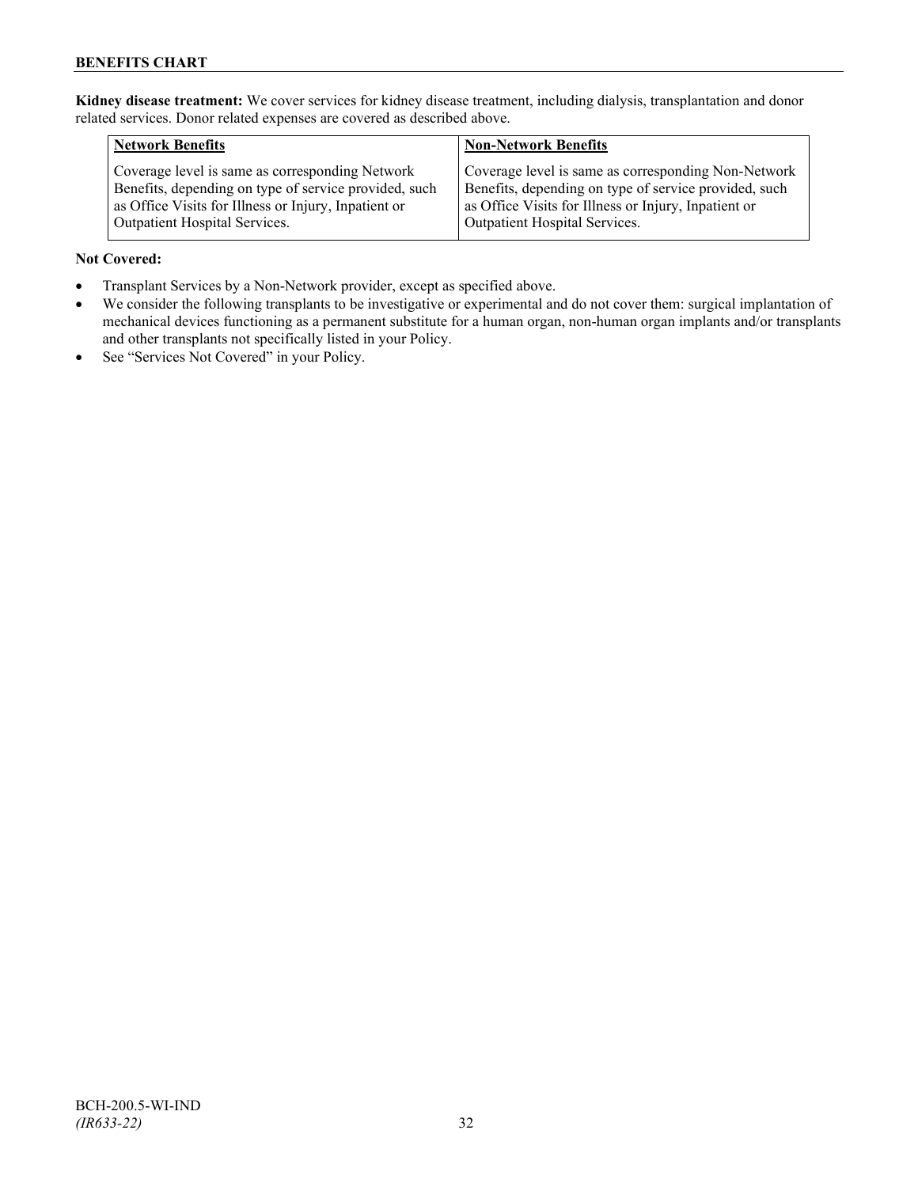**Kidney disease treatment:** We cover services for kidney disease treatment, including dialysis, transplantation and donor related services. Donor related expenses are covered as described above.

| Network Benefits | Non-Network Benefits |
|---|---|
| Coverage level is same as corresponding Network Benefits, depending on type of service provided, such as Office Visits for Illness or Injury, Inpatient or Outpatient Hospital Services. | Coverage level is same as corresponding Non-Network Benefits, depending on type of service provided, such as Office Visits for Illness or Injury, Inpatient or Outpatient Hospital Services. |

**Not Covered:**

- Transplant Services by a Non-Network provider, except as specified above.
- We consider the following transplants to be investigative or experimental and do not cover them: surgical implantation of mechanical devices functioning as a permanent substitute for a human organ, non-human organ implants and/or transplants and other transplants not specifically listed in your Policy.
- See "Services Not Covered" in your Policy.

BCH-200.5-WI-IND
*(IR633-22)*